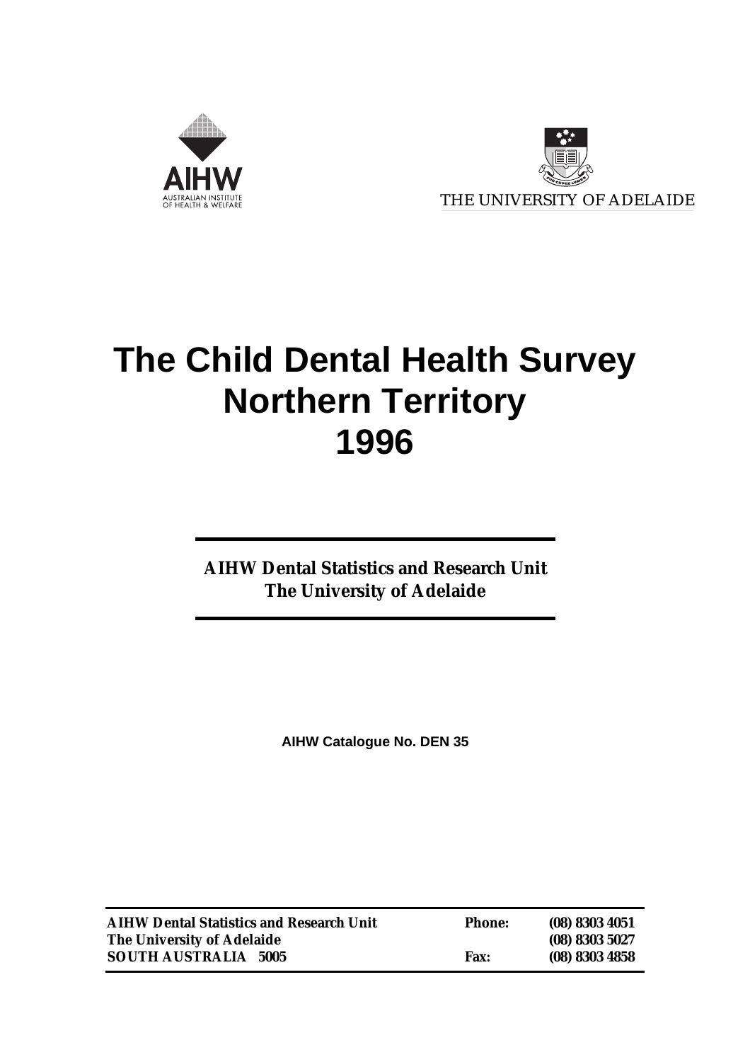AIHW

AUSTRALIAN INSTITUTE OF HEALTH & WELFARE

THE UNIVERSITY OF ADELAIDE

# The Child Dental Health Survey Northern Territory 1996

**AIHW Dental Statistics and Research Unit**
**The University of Adelaide**

**AIHW Catalogue No. DEN 35**

| **AIHW Dental Statistics and Research Unit** | **Phone:** | **(08) 8303 4051** |
|---|---|---|
| **The University of Adelaide** | | **(08) 8303 5027** |
| **SOUTH AUSTRALIA 5005** | **Fax:** | **(08) 8303 4858** |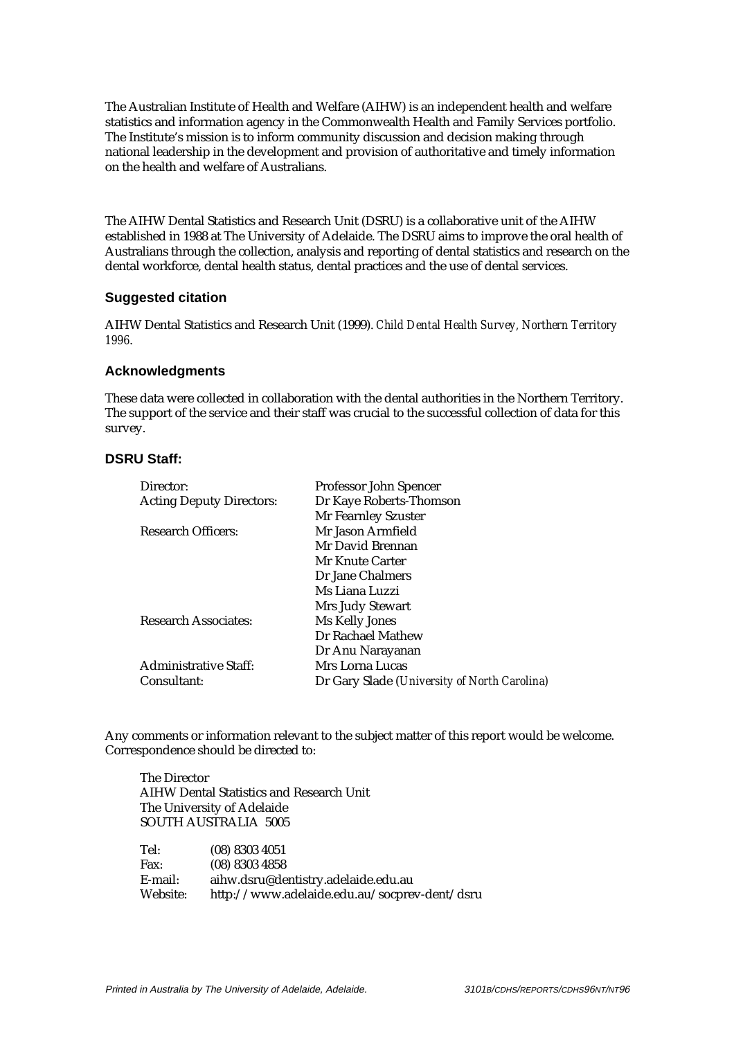The Australian Institute of Health and Welfare (AIHW) is an independent health and welfare statistics and information agency in the Commonwealth Health and Family Services portfolio. The Institute's mission is to inform community discussion and decision making through national leadership in the development and provision of authoritative and timely information on the health and welfare of Australians.

The AIHW Dental Statistics and Research Unit (DSRU) is a collaborative unit of the AIHW established in 1988 at The University of Adelaide. The DSRU aims to improve the oral health of Australians through the collection, analysis and reporting of dental statistics and research on the dental workforce, dental health status, dental practices and the use of dental services.

### Suggested citation

AIHW Dental Statistics and Research Unit (1999). *Child Dental Health Survey, Northern Territory 1996*.

### Acknowledgments

These data were collected in collaboration with the dental authorities in the Northern Territory. The support of the service and their staff was crucial to the successful collection of data for this survey.

### DSRU Staff:

| | |
|---|---|
| Director: | Professor John Spencer |
| Acting Deputy Directors: | Dr Kaye Roberts-Thomson |
| | Mr Fearnley Szuster |
| Research Officers: | Mr Jason Armfield |
| | Mr David Brennan |
| | Mr Knute Carter |
| | Dr Jane Chalmers |
| | Ms Liana Luzzi |
| | Mrs Judy Stewart |
| Research Associates: | Ms Kelly Jones |
| | Dr Rachael Mathew |
| | Dr Anu Narayanan |
| Administrative Staff: | Mrs Lorna Lucas |
| Consultant: | Dr Gary Slade (*University of North Carolina*) |

Any comments or information relevant to the subject matter of this report would be welcome. Correspondence should be directed to:

The Director
AIHW Dental Statistics and Research Unit
The University of Adelaide
SOUTH AUSTRALIA 5005

| | |
|---|---|
| Tel: | (08) 8303 4051 |
| Fax: | (08) 8303 4858 |
| E-mail: | aihw.dsru@dentistry.adelaide.edu.au |
| Website: | http://www.adelaide.edu.au/socprev-dent/dsru |

*Printed in Australia by The University of Adelaide, Adelaide.* *3101B/CDHS/REPORTS/CDHS96NT/NT96*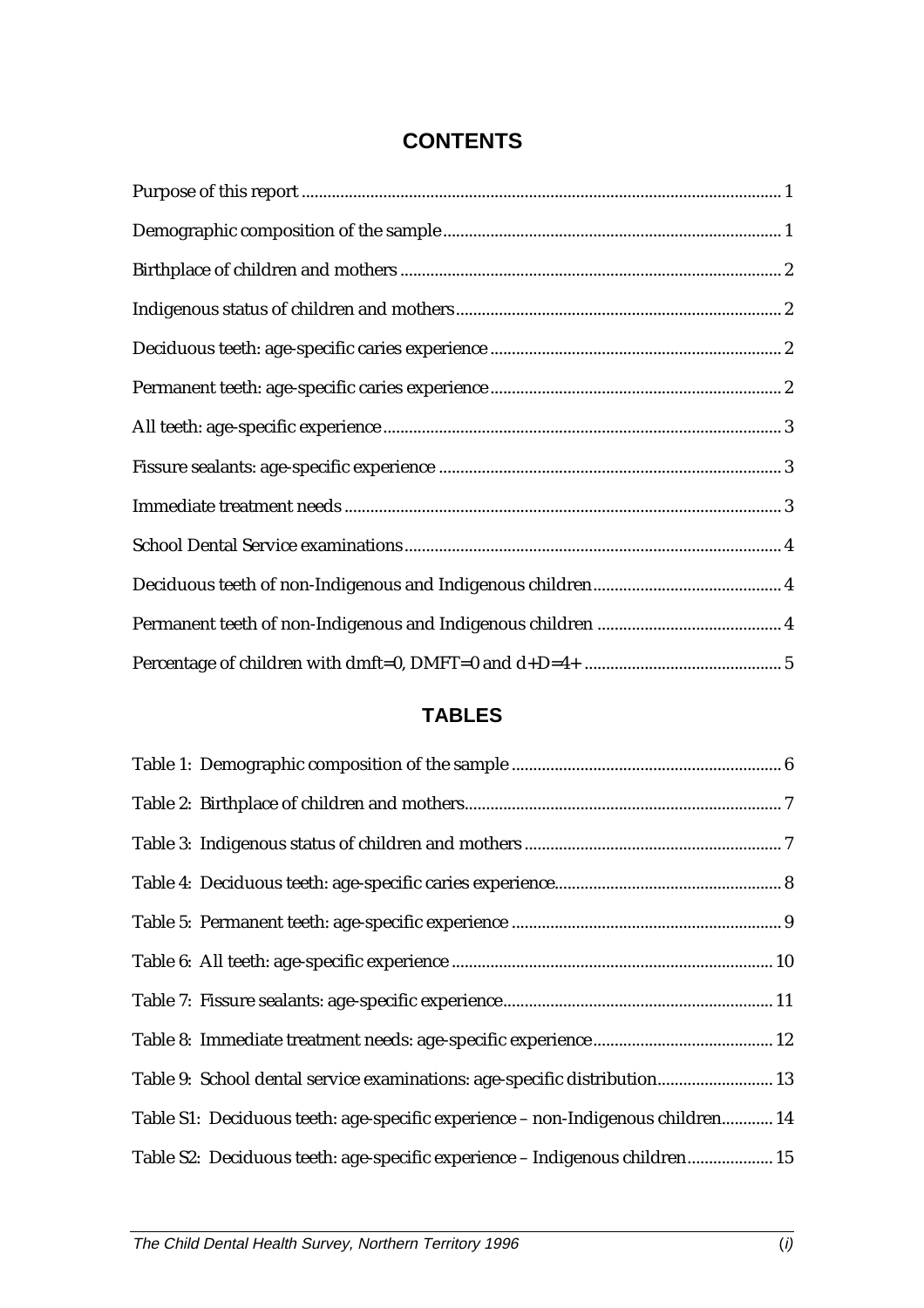# CONTENTS

Purpose of this report ........................................................................................................ 1

Demographic composition of the sample ............................................................................ 1

Birthplace of children and mothers ................................................................................... 2

Indigenous status of children and mothers ......................................................................... 2

Deciduous teeth: age-specific caries experience ................................................................. 2

Permanent teeth: age-specific caries experience ................................................................. 2

All teeth: age-specific experience ....................................................................................... 3

Fissure sealants: age-specific experience ............................................................................ 3

Immediate treatment needs ................................................................................................ 3

School Dental Service examinations .................................................................................. 4

Deciduous teeth of non-Indigenous and Indigenous children ............................................. 4

Permanent teeth of non-Indigenous and Indigenous children ............................................ 4

Percentage of children with dmft=0, DMFT=0 and d+D=4+ ............................................ 5

## TABLES

Table 1: Demographic composition of the sample ............................................................... 6

Table 2: Birthplace of children and mothers......................................................................... 7

Table 3: Indigenous status of children and mothers ............................................................ 7

Table 4: Deciduous teeth: age-specific caries experience...................................................... 8

Table 5: Permanent teeth: age-specific experience ............................................................... 9

Table 6: All teeth: age-specific experience ........................................................................... 10

Table 7: Fissure sealants: age-specific experience................................................................ 11

Table 8: Immediate treatment needs: age-specific experience............................................. 12

Table 9: School dental service examinations: age-specific distribution............................ 13

Table S1: Deciduous teeth: age-specific experience – non-Indigenous children............ 14

Table S2: Deciduous teeth: age-specific experience – Indigenous children.................... 15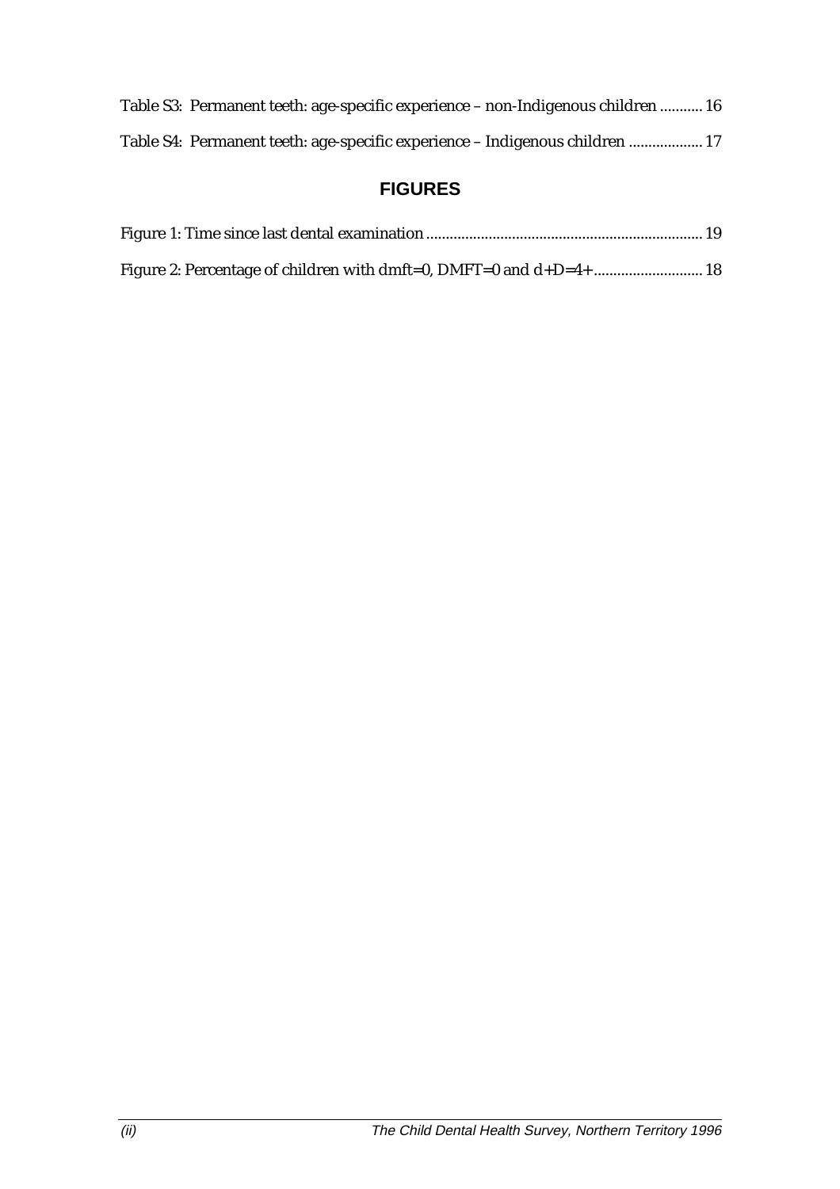Table S3: Permanent teeth: age-specific experience – non-Indigenous children ........... 16

Table S4: Permanent teeth: age-specific experience – Indigenous children ................... 17

## FIGURES

Figure 1: Time since last dental examination ...................................................................... 19

Figure 2: Percentage of children with dmft=0, DMFT=0 and d+D=4+ ............................ 18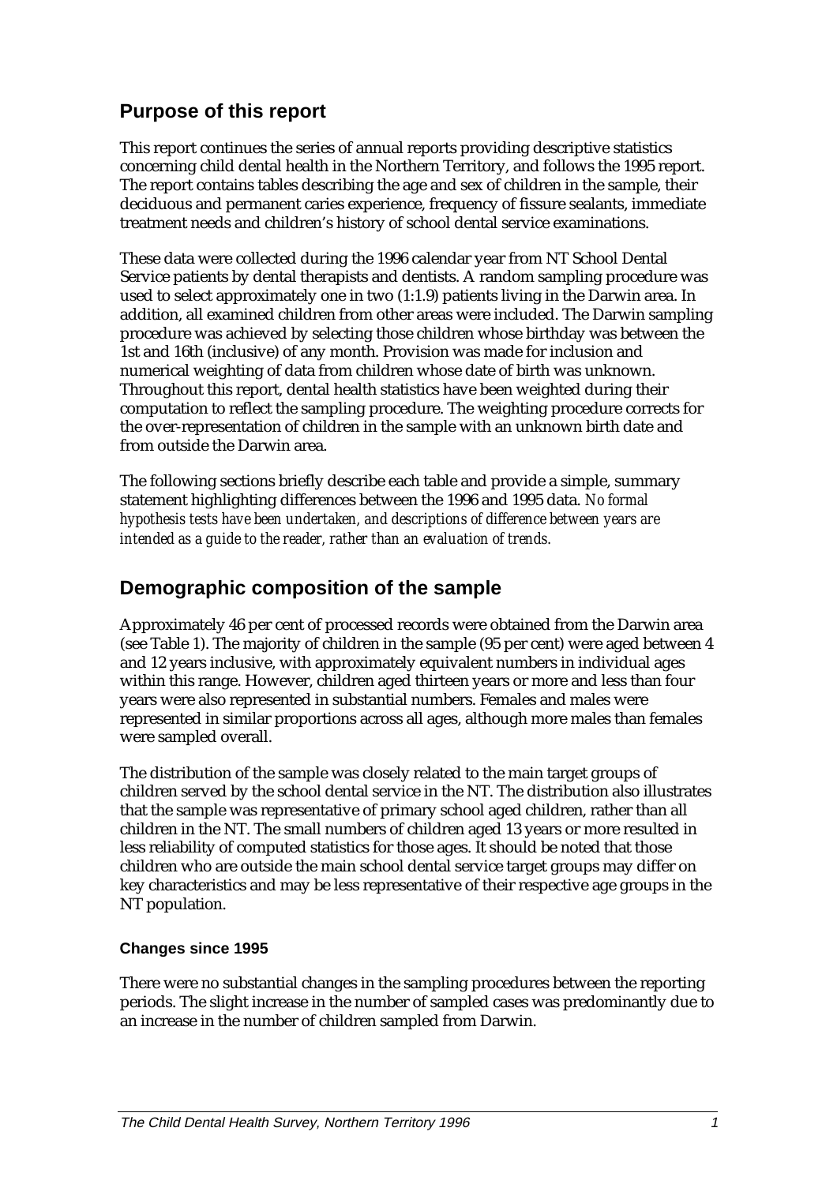## Purpose of this report

This report continues the series of annual reports providing descriptive statistics concerning child dental health in the Northern Territory, and follows the 1995 report. The report contains tables describing the age and sex of children in the sample, their deciduous and permanent caries experience, frequency of fissure sealants, immediate treatment needs and children's history of school dental service examinations.

These data were collected during the 1996 calendar year from NT School Dental Service patients by dental therapists and dentists. A random sampling procedure was used to select approximately one in two (1:1.9) patients living in the Darwin area. In addition, all examined children from other areas were included. The Darwin sampling procedure was achieved by selecting those children whose birthday was between the 1st and 16th (inclusive) of any month. Provision was made for inclusion and numerical weighting of data from children whose date of birth was unknown. Throughout this report, dental health statistics have been weighted during their computation to reflect the sampling procedure. The weighting procedure corrects for the over-representation of children in the sample with an unknown birth date and from outside the Darwin area.

The following sections briefly describe each table and provide a simple, summary statement highlighting differences between the 1996 and 1995 data. *No formal hypothesis tests have been undertaken, and descriptions of difference between years are intended as a guide to the reader, rather than an evaluation of trends.*

## Demographic composition of the sample

Approximately 46 per cent of processed records were obtained from the Darwin area (see Table 1). The majority of children in the sample (95 per cent) were aged between 4 and 12 years inclusive, with approximately equivalent numbers in individual ages within this range. However, children aged thirteen years or more and less than four years were also represented in substantial numbers. Females and males were represented in similar proportions across all ages, although more males than females were sampled overall.

The distribution of the sample was closely related to the main target groups of children served by the school dental service in the NT. The distribution also illustrates that the sample was representative of primary school aged children, rather than all children in the NT. The small numbers of children aged 13 years or more resulted in less reliability of computed statistics for those ages. It should be noted that those children who are outside the main school dental service target groups may differ on key characteristics and may be less representative of their respective age groups in the NT population.

#### Changes since 1995

There were no substantial changes in the sampling procedures between the reporting periods. The slight increase in the number of sampled cases was predominantly due to an increase in the number of children sampled from Darwin.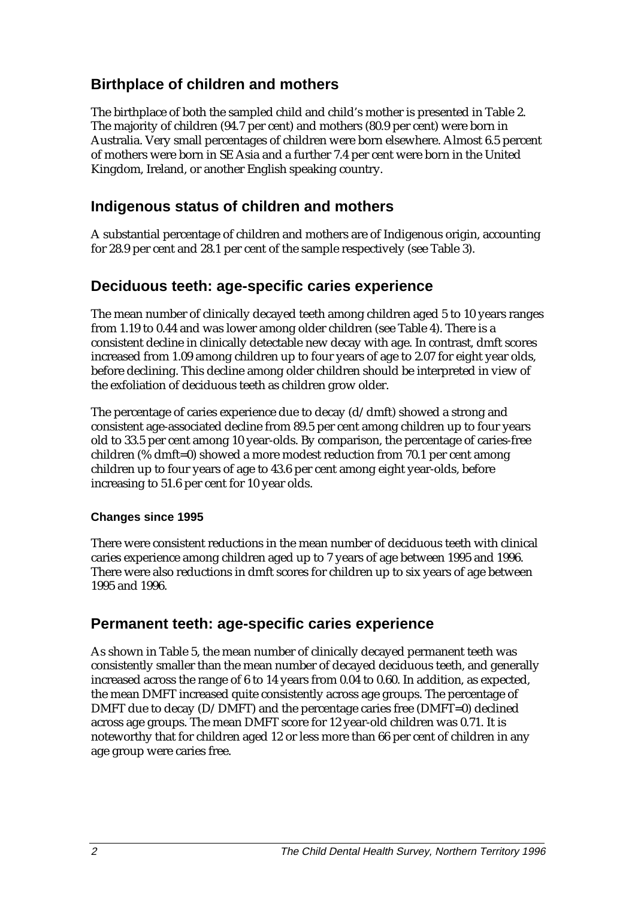## Birthplace of children and mothers

The birthplace of both the sampled child and child's mother is presented in Table 2. The majority of children (94.7 per cent) and mothers (80.9 per cent) were born in Australia. Very small percentages of children were born elsewhere. Almost 6.5 percent of mothers were born in SE Asia and a further 7.4 per cent were born in the United Kingdom, Ireland, or another English speaking country.

## Indigenous status of children and mothers

A substantial percentage of children and mothers are of Indigenous origin, accounting for 28.9 per cent and 28.1 per cent of the sample respectively (see Table 3).

## Deciduous teeth: age-specific caries experience

The mean number of clinically decayed teeth among children aged 5 to 10 years ranges from 1.19 to 0.44 and was lower among older children (see Table 4). There is a consistent decline in clinically detectable new decay with age. In contrast, dmft scores increased from 1.09 among children up to four years of age to 2.07 for eight year olds, before declining. This decline among older children should be interpreted in view of the exfoliation of deciduous teeth as children grow older.

The percentage of caries experience due to decay (d/dmft) showed a strong and consistent age-associated decline from 89.5 per cent among children up to four years old to 33.5 per cent among 10 year-olds. By comparison, the percentage of caries-free children (% dmft=0) showed a more modest reduction from 70.1 per cent among children up to four years of age to 43.6 per cent among eight year-olds, before increasing to 51.6 per cent for 10 year olds.

#### Changes since 1995

There were consistent reductions in the mean number of deciduous teeth with clinical caries experience among children aged up to 7 years of age between 1995 and 1996. There were also reductions in dmft scores for children up to six years of age between 1995 and 1996.

## Permanent teeth: age-specific caries experience

As shown in Table 5, the mean number of clinically decayed permanent teeth was consistently smaller than the mean number of decayed deciduous teeth, and generally increased across the range of 6 to 14 years from 0.04 to 0.60. In addition, as expected, the mean DMFT increased quite consistently across age groups. The percentage of DMFT due to decay (D/DMFT) and the percentage caries free (DMFT=0) declined across age groups. The mean DMFT score for 12 year-old children was 0.71. It is noteworthy that for children aged 12 or less more than 66 per cent of children in any age group were caries free.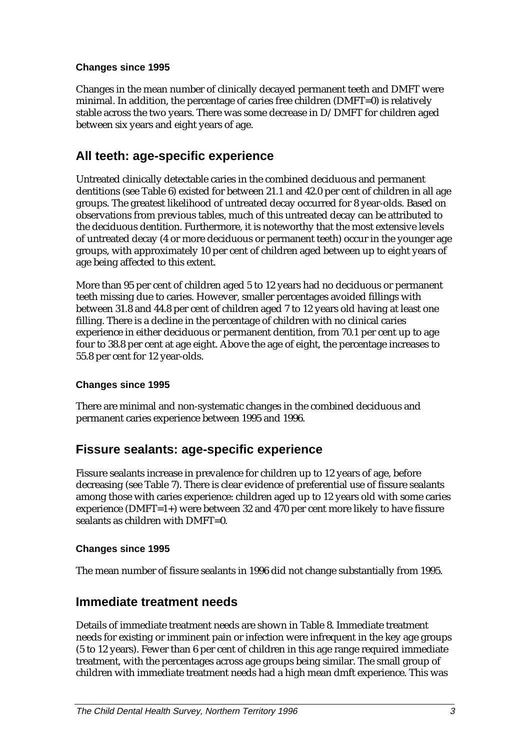#### Changes since 1995

Changes in the mean number of clinically decayed permanent teeth and DMFT were minimal. In addition, the percentage of caries free children (DMFT=0) is relatively stable across the two years. There was some decrease in D/DMFT for children aged between six years and eight years of age.

## All teeth: age-specific experience

Untreated clinically detectable caries in the combined deciduous and permanent dentitions (see Table 6) existed for between 21.1 and 42.0 per cent of children in all age groups. The greatest likelihood of untreated decay occurred for 8 year-olds. Based on observations from previous tables, much of this untreated decay can be attributed to the deciduous dentition. Furthermore, it is noteworthy that the most extensive levels of untreated decay (4 or more deciduous or permanent teeth) occur in the younger age groups, with approximately 10 per cent of children aged between up to eight years of age being affected to this extent.

More than 95 per cent of children aged 5 to 12 years had no deciduous or permanent teeth missing due to caries. However, smaller percentages avoided fillings with between 31.8 and 44.8 per cent of children aged 7 to 12 years old having at least one filling. There is a decline in the percentage of children with no clinical caries experience in either deciduous or permanent dentition, from 70.1 per cent up to age four to 38.8 per cent at age eight. Above the age of eight, the percentage increases to 55.8 per cent for 12 year-olds.

#### Changes since 1995

There are minimal and non-systematic changes in the combined deciduous and permanent caries experience between 1995 and 1996.

## Fissure sealants: age-specific experience

Fissure sealants increase in prevalence for children up to 12 years of age, before decreasing (see Table 7). There is clear evidence of preferential use of fissure sealants among those with caries experience: children aged up to 12 years old with some caries experience (DMFT=1+) were between 32 and 470 per cent more likely to have fissure sealants as children with DMFT=0.

#### Changes since 1995

The mean number of fissure sealants in 1996 did not change substantially from 1995.

## Immediate treatment needs

Details of immediate treatment needs are shown in Table 8. Immediate treatment needs for existing or imminent pain or infection were infrequent in the key age groups (5 to 12 years). Fewer than 6 per cent of children in this age range required immediate treatment, with the percentages across age groups being similar. The small group of children with immediate treatment needs had a high mean dmft experience. This was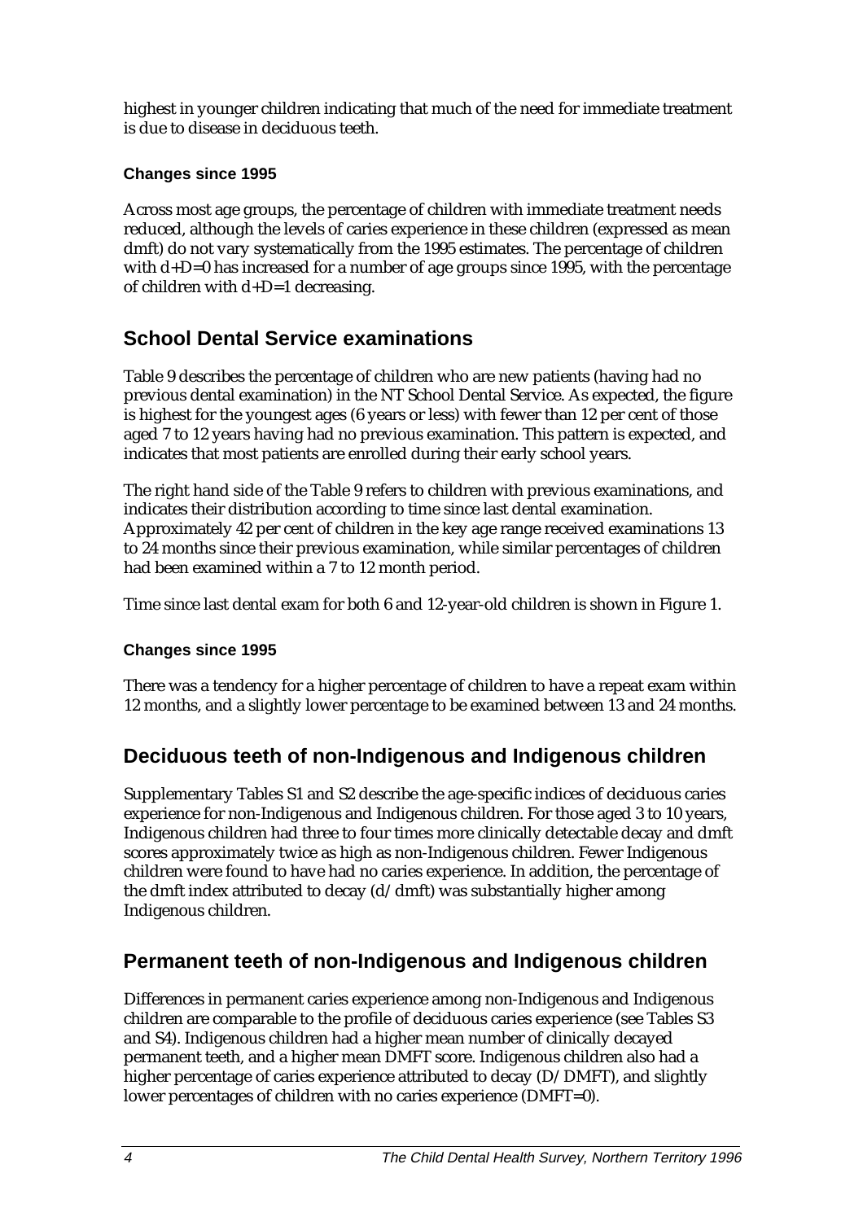highest in younger children indicating that much of the need for immediate treatment is due to disease in deciduous teeth.

### Changes since 1995

Across most age groups, the percentage of children with immediate treatment needs reduced, although the levels of caries experience in these children (expressed as mean dmft) do not vary systematically from the 1995 estimates. The percentage of children with d+D=0 has increased for a number of age groups since 1995, with the percentage of children with d+D=1 decreasing.

## School Dental Service examinations

Table 9 describes the percentage of children who are new patients (having had no previous dental examination) in the NT School Dental Service. As expected, the figure is highest for the youngest ages (6 years or less) with fewer than 12 per cent of those aged 7 to 12 years having had no previous examination. This pattern is expected, and indicates that most patients are enrolled during their early school years.

The right hand side of the Table 9 refers to children with previous examinations, and indicates their distribution according to time since last dental examination. Approximately 42 per cent of children in the key age range received examinations 13 to 24 months since their previous examination, while similar percentages of children had been examined within a 7 to 12 month period.

Time since last dental exam for both 6 and 12-year-old children is shown in Figure 1.

### Changes since 1995

There was a tendency for a higher percentage of children to have a repeat exam within 12 months, and a slightly lower percentage to be examined between 13 and 24 months.

## Deciduous teeth of non-Indigenous and Indigenous children

Supplementary Tables S1 and S2 describe the age-specific indices of deciduous caries experience for non-Indigenous and Indigenous children. For those aged 3 to 10 years, Indigenous children had three to four times more clinically detectable decay and dmft scores approximately twice as high as non-Indigenous children. Fewer Indigenous children were found to have had no caries experience. In addition, the percentage of the dmft index attributed to decay (d/dmft) was substantially higher among Indigenous children.

## Permanent teeth of non-Indigenous and Indigenous children

Differences in permanent caries experience among non-Indigenous and Indigenous children are comparable to the profile of deciduous caries experience (see Tables S3 and S4). Indigenous children had a higher mean number of clinically decayed permanent teeth, and a higher mean DMFT score. Indigenous children also had a higher percentage of caries experience attributed to decay (D/DMFT), and slightly lower percentages of children with no caries experience (DMFT=0).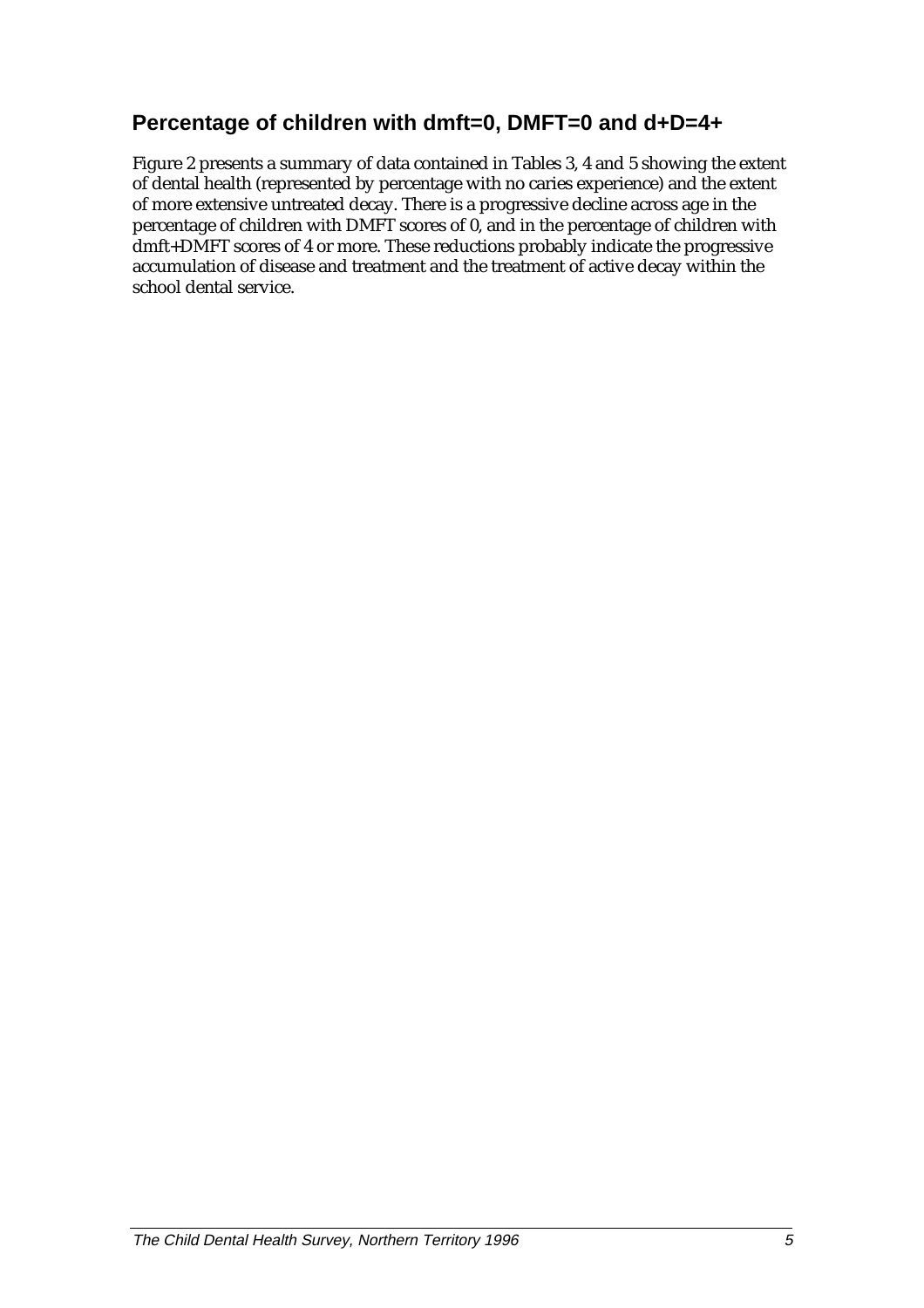## Percentage of children with dmft=0, DMFT=0 and d+D=4+

Figure 2 presents a summary of data contained in Tables 3, 4 and 5 showing the extent of dental health (represented by percentage with no caries experience) and the extent of more extensive untreated decay. There is a progressive decline across age in the percentage of children with DMFT scores of 0, and in the percentage of children with dmft+DMFT scores of 4 or more. These reductions probably indicate the progressive accumulation of disease and treatment and the treatment of active decay within the school dental service.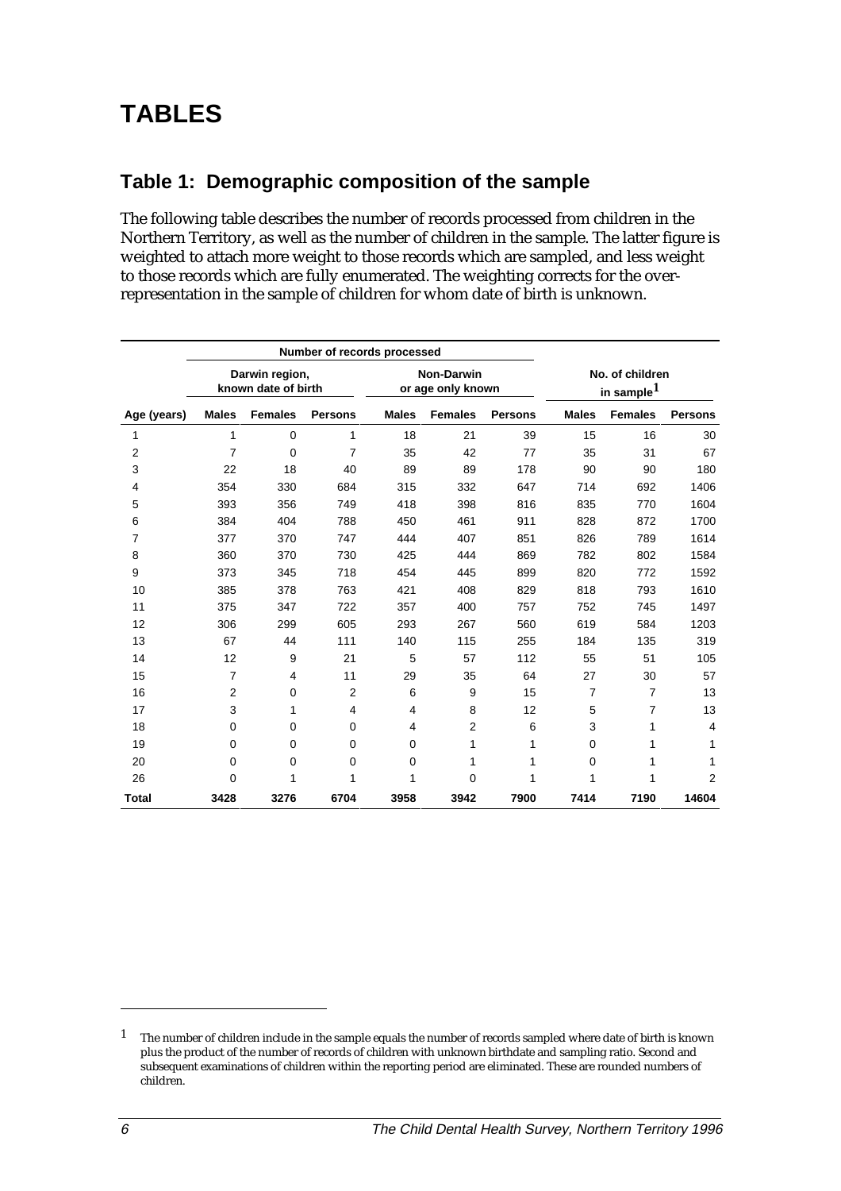# TABLES

## Table 1: Demographic composition of the sample

The following table describes the number of records processed from children in the Northern Territory, as well as the number of children in the sample. The latter figure is weighted to attach more weight to those records which are sampled, and less weight to those records which are fully enumerated. The weighting corrects for the over-representation in the sample of children for whom date of birth is unknown.

| | Number of records processed | | | | | | | | |
|---|---|---|---|---|---|---|---|---|---|
| | Darwin region, known date of birth | | | Non-Darwin or age only known | | | No. of children in sample[1] | | |
| Age (years) | Males | Females | Persons | Males | Females | Persons | Males | Females | Persons |
| 1 | 1 | 0 | 1 | 18 | 21 | 39 | 15 | 16 | 30 |
| 2 | 7 | 0 | 7 | 35 | 42 | 77 | 35 | 31 | 67 |
| 3 | 22 | 18 | 40 | 89 | 89 | 178 | 90 | 90 | 180 |
| 4 | 354 | 330 | 684 | 315 | 332 | 647 | 714 | 692 | 1406 |
| 5 | 393 | 356 | 749 | 418 | 398 | 816 | 835 | 770 | 1604 |
| 6 | 384 | 404 | 788 | 450 | 461 | 911 | 828 | 872 | 1700 |
| 7 | 377 | 370 | 747 | 444 | 407 | 851 | 826 | 789 | 1614 |
| 8 | 360 | 370 | 730 | 425 | 444 | 869 | 782 | 802 | 1584 |
| 9 | 373 | 345 | 718 | 454 | 445 | 899 | 820 | 772 | 1592 |
| 10 | 385 | 378 | 763 | 421 | 408 | 829 | 818 | 793 | 1610 |
| 11 | 375 | 347 | 722 | 357 | 400 | 757 | 752 | 745 | 1497 |
| 12 | 306 | 299 | 605 | 293 | 267 | 560 | 619 | 584 | 1203 |
| 13 | 67 | 44 | 111 | 140 | 115 | 255 | 184 | 135 | 319 |
| 14 | 12 | 9 | 21 | 5 | 57 | 112 | 55 | 51 | 105 |
| 15 | 7 | 4 | 11 | 29 | 35 | 64 | 27 | 30 | 57 |
| 16 | 2 | 0 | 2 | 6 | 9 | 15 | 7 | 7 | 13 |
| 17 | 3 | 1 | 4 | 4 | 8 | 12 | 5 | 7 | 13 |
| 18 | 0 | 0 | 0 | 4 | 2 | 6 | 3 | 1 | 4 |
| 19 | 0 | 0 | 0 | 0 | 1 | 1 | 0 | 1 | 1 |
| 20 | 0 | 0 | 0 | 0 | 1 | 1 | 0 | 1 | 1 |
| 26 | 0 | 1 | 1 | 1 | 0 | 1 | 1 | 1 | 2 |
| **Total** | **3428** | **3276** | **6704** | **3958** | **3942** | **7900** | **7414** | **7190** | **14604** |

[1] The number of children include in the sample equals the number of records sampled where date of birth is known plus the product of the number of records of children with unknown birthdate and sampling ratio. Second and subsequent examinations of children within the reporting period are eliminated. These are rounded numbers of children.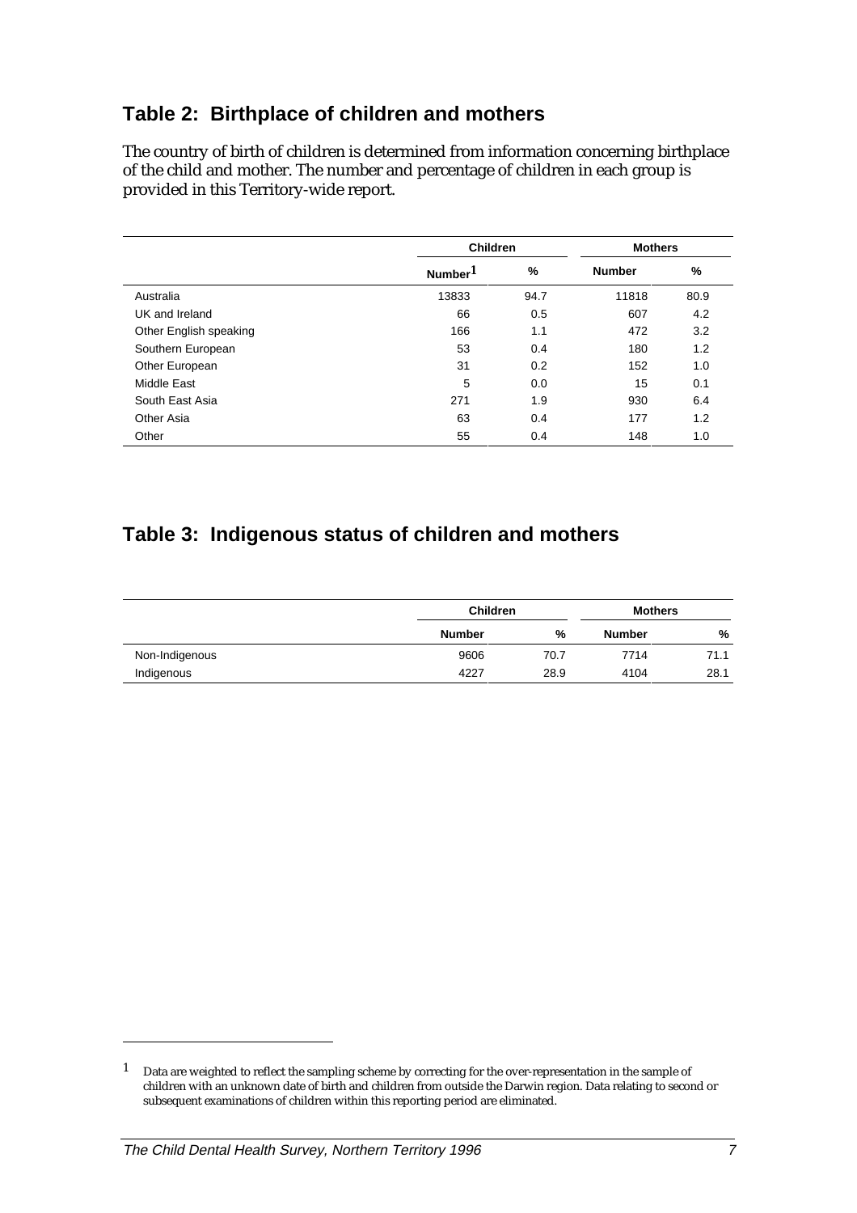## Table 2: Birthplace of children and mothers

The country of birth of children is determined from information concerning birthplace of the child and mother. The number and percentage of children in each group is provided in this Territory-wide report.

| | Children | | Mothers | |
|---|---|---|---|---|
| | Number[1] | % | Number | % |
| Australia | 13833 | 94.7 | 11818 | 80.9 |
| UK and Ireland | 66 | 0.5 | 607 | 4.2 |
| Other English speaking | 166 | 1.1 | 472 | 3.2 |
| Southern European | 53 | 0.4 | 180 | 1.2 |
| Other European | 31 | 0.2 | 152 | 1.0 |
| Middle East | 5 | 0.0 | 15 | 0.1 |
| South East Asia | 271 | 1.9 | 930 | 6.4 |
| Other Asia | 63 | 0.4 | 177 | 1.2 |
| Other | 55 | 0.4 | 148 | 1.0 |

## Table 3: Indigenous status of children and mothers

| | Children | | Mothers | |
|---|---|---|---|---|
| | Number | % | Number | % |
| Non-Indigenous | 9606 | 70.7 | 7714 | 71.1 |
| Indigenous | 4227 | 28.9 | 4104 | 28.1 |

[1] Data are weighted to reflect the sampling scheme by correcting for the over-representation in the sample of children with an unknown date of birth and children from outside the Darwin region. Data relating to second or subsequent examinations of children within this reporting period are eliminated.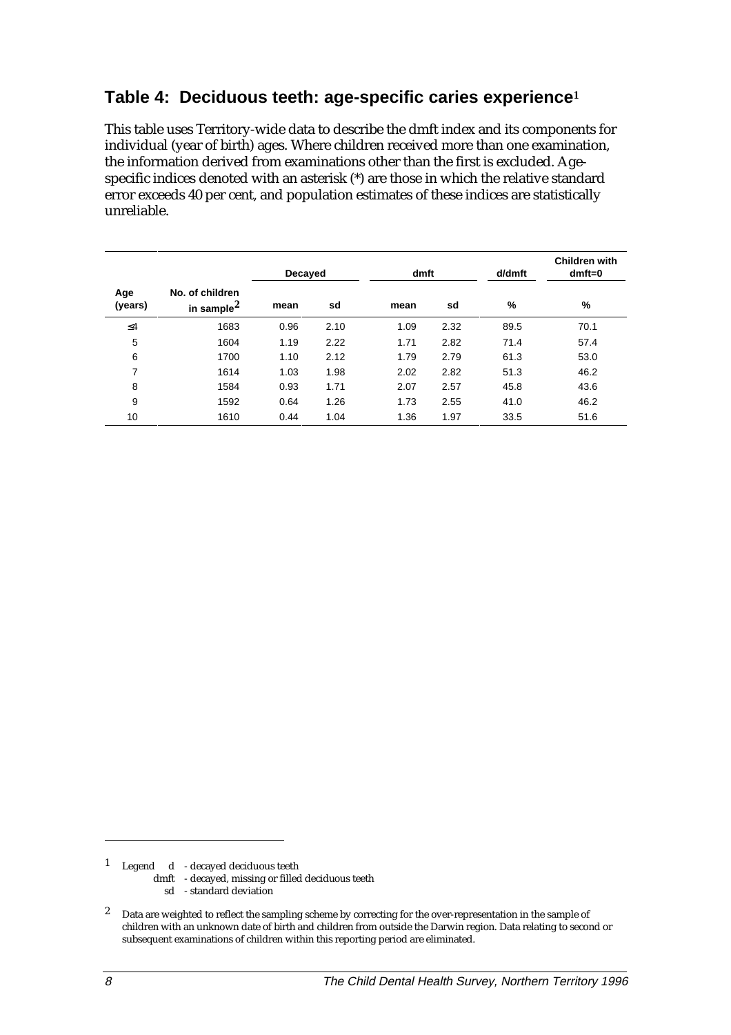## Table 4: Deciduous teeth: age-specific caries experience[1]

This table uses Territory-wide data to describe the dmft index and its components for individual (year of birth) ages. Where children received more than one examination, the information derived from examinations other than the first is excluded. Age-specific indices denoted with an asterisk (*) are those in which the relative standard error exceeds 40 per cent, and population estimates of these indices are statistically unreliable.

| | | Decayed | | dmft | | d/dmft | Children with dmft=0 |
|---|---|---|---|---|---|---|---|
| Age (years) | No. of children in sample[2] | mean | sd | mean | sd | % | % |
| ≤4 | 1683 | 0.96 | 2.10 | 1.09 | 2.32 | 89.5 | 70.1 |
| 5 | 1604 | 1.19 | 2.22 | 1.71 | 2.82 | 71.4 | 57.4 |
| 6 | 1700 | 1.10 | 2.12 | 1.79 | 2.79 | 61.3 | 53.0 |
| 7 | 1614 | 1.03 | 1.98 | 2.02 | 2.82 | 51.3 | 46.2 |
| 8 | 1584 | 0.93 | 1.71 | 2.07 | 2.57 | 45.8 | 43.6 |
| 9 | 1592 | 0.64 | 1.26 | 1.73 | 2.55 | 41.0 | 46.2 |
| 10 | 1610 | 0.44 | 1.04 | 1.36 | 1.97 | 33.5 | 51.6 |

---

[1] Legend d - decayed deciduous teeth
dmft - decayed, missing or filled deciduous teeth
sd - standard deviation

[2] Data are weighted to reflect the sampling scheme by correcting for the over-representation in the sample of children with an unknown date of birth and children from outside the Darwin region. Data relating to second or subsequent examinations of children within this reporting period are eliminated.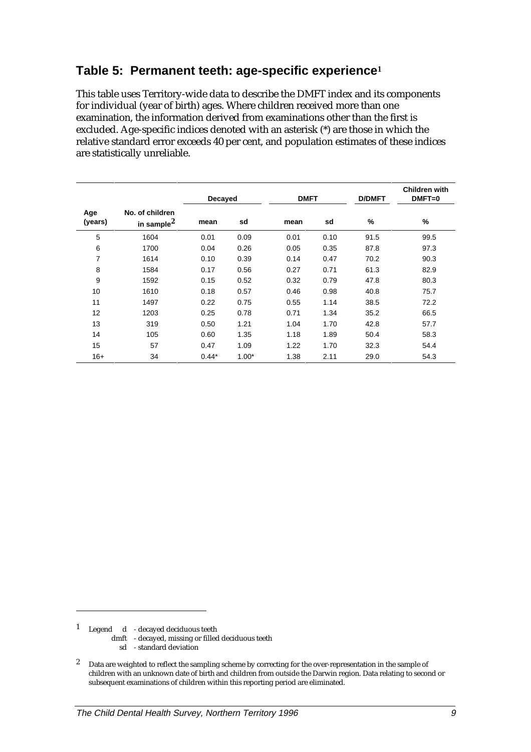## Table 5: Permanent teeth: age-specific experience[1]

This table uses Territory-wide data to describe the DMFT index and its components for individual (year of birth) ages. Where children received more than one examination, the information derived from examinations other than the first is excluded. Age-specific indices denoted with an asterisk (*) are those in which the relative standard error exceeds 40 per cent, and population estimates of these indices are statistically unreliable.

| Age (years) | No. of children in sample[2] | Decayed | | DMFT | | D/DMFT | Children with DMFT=0 |
|---|---|---|---|---|---|---|---|
| | | mean | sd | mean | sd | % | % |
| 5 | 1604 | 0.01 | 0.09 | 0.01 | 0.10 | 91.5 | 99.5 |
| 6 | 1700 | 0.04 | 0.26 | 0.05 | 0.35 | 87.8 | 97.3 |
| 7 | 1614 | 0.10 | 0.39 | 0.14 | 0.47 | 70.2 | 90.3 |
| 8 | 1584 | 0.17 | 0.56 | 0.27 | 0.71 | 61.3 | 82.9 |
| 9 | 1592 | 0.15 | 0.52 | 0.32 | 0.79 | 47.8 | 80.3 |
| 10 | 1610 | 0.18 | 0.57 | 0.46 | 0.98 | 40.8 | 75.7 |
| 11 | 1497 | 0.22 | 0.75 | 0.55 | 1.14 | 38.5 | 72.2 |
| 12 | 1203 | 0.25 | 0.78 | 0.71 | 1.34 | 35.2 | 66.5 |
| 13 | 319 | 0.50 | 1.21 | 1.04 | 1.70 | 42.8 | 57.7 |
| 14 | 105 | 0.60 | 1.35 | 1.18 | 1.89 | 50.4 | 58.3 |
| 15 | 57 | 0.47 | 1.09 | 1.22 | 1.70 | 32.3 | 54.4 |
| 16+ | 34 | 0.44* | 1.00* | 1.38 | 2.11 | 29.0 | 54.3 |

[1] Legend d - decayed deciduous teeth
dmft - decayed, missing or filled deciduous teeth
sd - standard deviation

[2] Data are weighted to reflect the sampling scheme by correcting for the over-representation in the sample of children with an unknown date of birth and children from outside the Darwin region. Data relating to second or subsequent examinations of children within this reporting period are eliminated.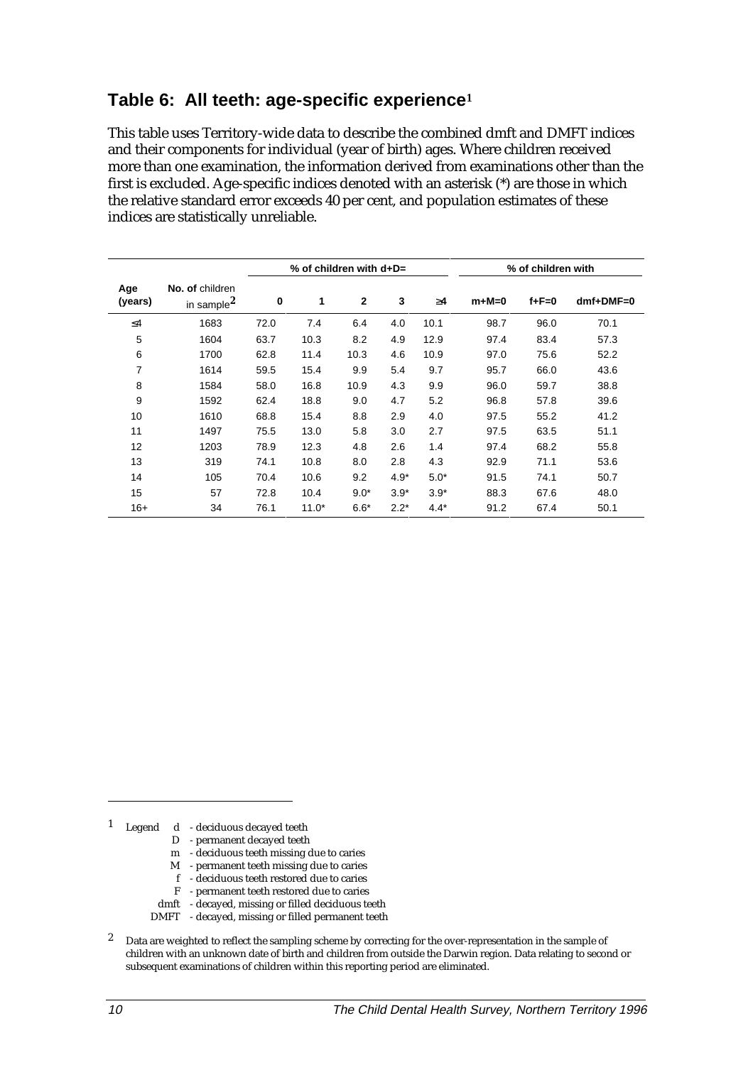## Table 6: All teeth: age-specific experience[1]

This table uses Territory-wide data to describe the combined dmft and DMFT indices and their components for individual (year of birth) ages. Where children received more than one examination, the information derived from examinations other than the first is excluded. Age-specific indices denoted with an asterisk (*) are those in which the relative standard error exceeds 40 per cent, and population estimates of these indices are statistically unreliable.

| | | % of children with d+D= | | | | | % of children with | | |
|---|---|---|---|---|---|---|---|---|---|
| **Age (years)** | **No. of children in sample[2]** | **0** | **1** | **2** | **3** | **≥4** | **m+M=0** | **f+F=0** | **dmf+DMF=0** |
| ≤4 | 1683 | 72.0 | 7.4 | 6.4 | 4.0 | 10.1 | 98.7 | 96.0 | 70.1 |
| 5 | 1604 | 63.7 | 10.3 | 8.2 | 4.9 | 12.9 | 97.4 | 83.4 | 57.3 |
| 6 | 1700 | 62.8 | 11.4 | 10.3 | 4.6 | 10.9 | 97.0 | 75.6 | 52.2 |
| 7 | 1614 | 59.5 | 15.4 | 9.9 | 5.4 | 9.7 | 95.7 | 66.0 | 43.6 |
| 8 | 1584 | 58.0 | 16.8 | 10.9 | 4.3 | 9.9 | 96.0 | 59.7 | 38.8 |
| 9 | 1592 | 62.4 | 18.8 | 9.0 | 4.7 | 5.2 | 96.8 | 57.8 | 39.6 |
| 10 | 1610 | 68.8 | 15.4 | 8.8 | 2.9 | 4.0 | 97.5 | 55.2 | 41.2 |
| 11 | 1497 | 75.5 | 13.0 | 5.8 | 3.0 | 2.7 | 97.5 | 63.5 | 51.1 |
| 12 | 1203 | 78.9 | 12.3 | 4.8 | 2.6 | 1.4 | 97.4 | 68.2 | 55.8 |
| 13 | 319 | 74.1 | 10.8 | 8.0 | 2.8 | 4.3 | 92.9 | 71.1 | 53.6 |
| 14 | 105 | 70.4 | 10.6 | 9.2 | 4.9* | 5.0* | 91.5 | 74.1 | 50.7 |
| 15 | 57 | 72.8 | 10.4 | 9.0* | 3.9* | 3.9* | 88.3 | 67.6 | 48.0 |
| 16+ | 34 | 76.1 | 11.0* | 6.6* | 2.2* | 4.4* | 91.2 | 67.4 | 50.1 |

[1] Legend
- d - deciduous decayed teeth
- D - permanent decayed teeth
- m - deciduous teeth missing due to caries
- M - permanent teeth missing due to caries
- f - deciduous teeth restored due to caries
- F - permanent teeth restored due to caries
- dmft - decayed, missing or filled deciduous teeth
- DMFT - decayed, missing or filled permanent teeth

[2] Data are weighted to reflect the sampling scheme by correcting for the over-representation in the sample of children with an unknown date of birth and children from outside the Darwin region. Data relating to second or subsequent examinations of children within this reporting period are eliminated.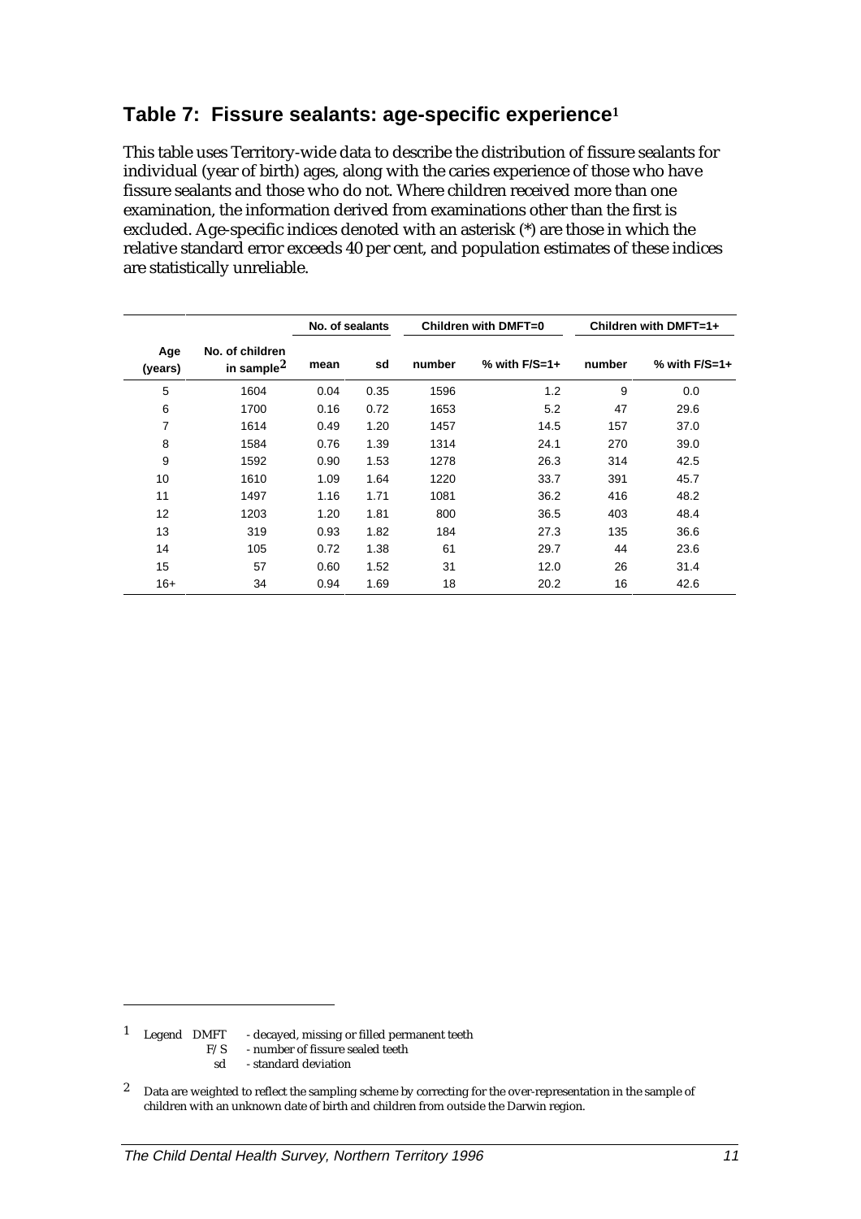## Table 7: Fissure sealants: age-specific experience[1]

This table uses Territory-wide data to describe the distribution of fissure sealants for individual (year of birth) ages, along with the caries experience of those who have fissure sealants and those who do not. Where children received more than one examination, the information derived from examinations other than the first is excluded. Age-specific indices denoted with an asterisk (*) are those in which the relative standard error exceeds 40 per cent, and population estimates of these indices are statistically unreliable.

| | | No. of sealants | | Children with DMFT=0 | | Children with DMFT=1+ | |
|---|---|---|---|---|---|---|---|
| Age (years) | No. of children in sample[2] | mean | sd | number | % with F/S=1+ | number | % with F/S=1+ |
| 5 | 1604 | 0.04 | 0.35 | 1596 | 1.2 | 9 | 0.0 |
| 6 | 1700 | 0.16 | 0.72 | 1653 | 5.2 | 47 | 29.6 |
| 7 | 1614 | 0.49 | 1.20 | 1457 | 14.5 | 157 | 37.0 |
| 8 | 1584 | 0.76 | 1.39 | 1314 | 24.1 | 270 | 39.0 |
| 9 | 1592 | 0.90 | 1.53 | 1278 | 26.3 | 314 | 42.5 |
| 10 | 1610 | 1.09 | 1.64 | 1220 | 33.7 | 391 | 45.7 |
| 11 | 1497 | 1.16 | 1.71 | 1081 | 36.2 | 416 | 48.2 |
| 12 | 1203 | 1.20 | 1.81 | 800 | 36.5 | 403 | 48.4 |
| 13 | 319 | 0.93 | 1.82 | 184 | 27.3 | 135 | 36.6 |
| 14 | 105 | 0.72 | 1.38 | 61 | 29.7 | 44 | 23.6 |
| 15 | 57 | 0.60 | 1.52 | 31 | 12.0 | 26 | 31.4 |
| 16+ | 34 | 0.94 | 1.69 | 18 | 20.2 | 16 | 42.6 |

[1] Legend DMFT - decayed, missing or filled permanent teeth
F/S - number of fissure sealed teeth
sd - standard deviation

[2] Data are weighted to reflect the sampling scheme by correcting for the over-representation in the sample of children with an unknown date of birth and children from outside the Darwin region.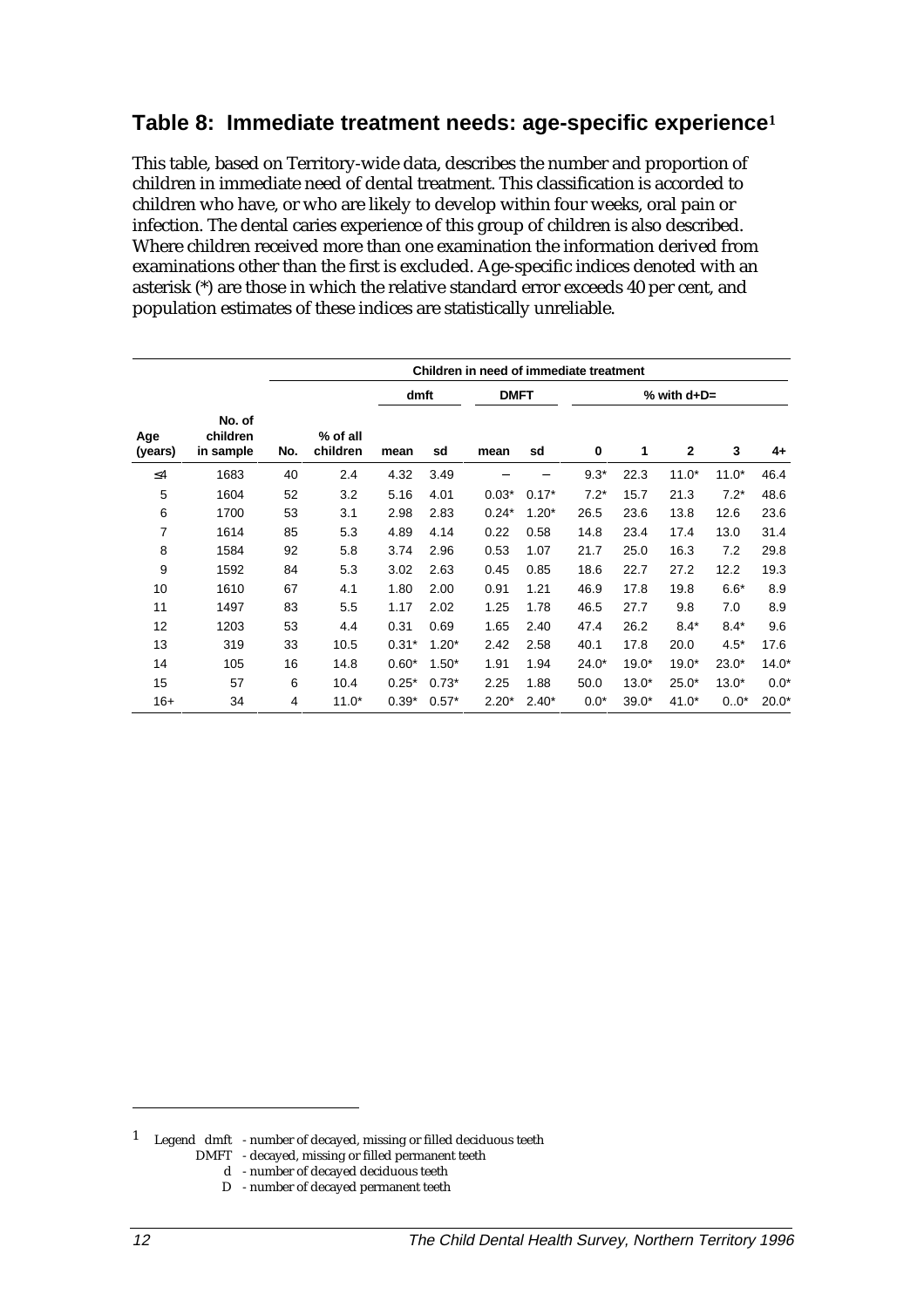## Table 8: Immediate treatment needs: age-specific experience[1]

This table, based on Territory-wide data, describes the number and proportion of children in immediate need of dental treatment. This classification is accorded to children who have, or who are likely to develop within four weeks, oral pain or infection. The dental caries experience of this group of children is also described. Where children received more than one examination the information derived from examinations other than the first is excluded. Age-specific indices denoted with an asterisk (*) are those in which the relative standard error exceeds 40 per cent, and population estimates of these indices are statistically unreliable.

| | | Children in need of immediate treatment | | | | | | | | | | |
|---|---|---|---|---|---|---|---|---|---|---|---|---|
| | | | | dmft | | DMFT | | % with d+D= | | | | |
| Age (years) | No. of children in sample | No. | % of all children | mean | sd | mean | sd | 0 | 1 | 2 | 3 | 4+ |
| ≤4 | 1683 | 40 | 2.4 | 4.32 | 3.49 | – | – | 9.3* | 22.3 | 11.0* | 11.0* | 46.4 |
| 5 | 1604 | 52 | 3.2 | 5.16 | 4.01 | 0.03* | 0.17* | 7.2* | 15.7 | 21.3 | 7.2* | 48.6 |
| 6 | 1700 | 53 | 3.1 | 2.98 | 2.83 | 0.24* | 1.20* | 26.5 | 23.6 | 13.8 | 12.6 | 23.6 |
| 7 | 1614 | 85 | 5.3 | 4.89 | 4.14 | 0.22 | 0.58 | 14.8 | 23.4 | 17.4 | 13.0 | 31.4 |
| 8 | 1584 | 92 | 5.8 | 3.74 | 2.96 | 0.53 | 1.07 | 21.7 | 25.0 | 16.3 | 7.2 | 29.8 |
| 9 | 1592 | 84 | 5.3 | 3.02 | 2.63 | 0.45 | 0.85 | 18.6 | 22.7 | 27.2 | 12.2 | 19.3 |
| 10 | 1610 | 67 | 4.1 | 1.80 | 2.00 | 0.91 | 1.21 | 46.9 | 17.8 | 19.8 | 6.6* | 8.9 |
| 11 | 1497 | 83 | 5.5 | 1.17 | 2.02 | 1.25 | 1.78 | 46.5 | 27.7 | 9.8 | 7.0 | 8.9 |
| 12 | 1203 | 53 | 4.4 | 0.31 | 0.69 | 1.65 | 2.40 | 47.4 | 26.2 | 8.4* | 8.4* | 9.6 |
| 13 | 319 | 33 | 10.5 | 0.31* | 1.20* | 2.42 | 2.58 | 40.1 | 17.8 | 20.0 | 4.5* | 17.6 |
| 14 | 105 | 16 | 14.8 | 0.60* | 1.50* | 1.91 | 1.94 | 24.0* | 19.0* | 19.0* | 23.0* | 14.0* |
| 15 | 57 | 6 | 10.4 | 0.25* | 0.73* | 2.25 | 1.88 | 50.0 | 13.0* | 25.0* | 13.0* | 0.0* |
| 16+ | 34 | 4 | 11.0* | 0.39* | 0.57* | 2.20* | 2.40* | 0.0* | 39.0* | 41.0* | 0..0* | 20.0* |

[1] Legend dmft - number of decayed, missing or filled deciduous teeth
DMFT - decayed, missing or filled permanent teeth
d - number of decayed deciduous teeth
D - number of decayed permanent teeth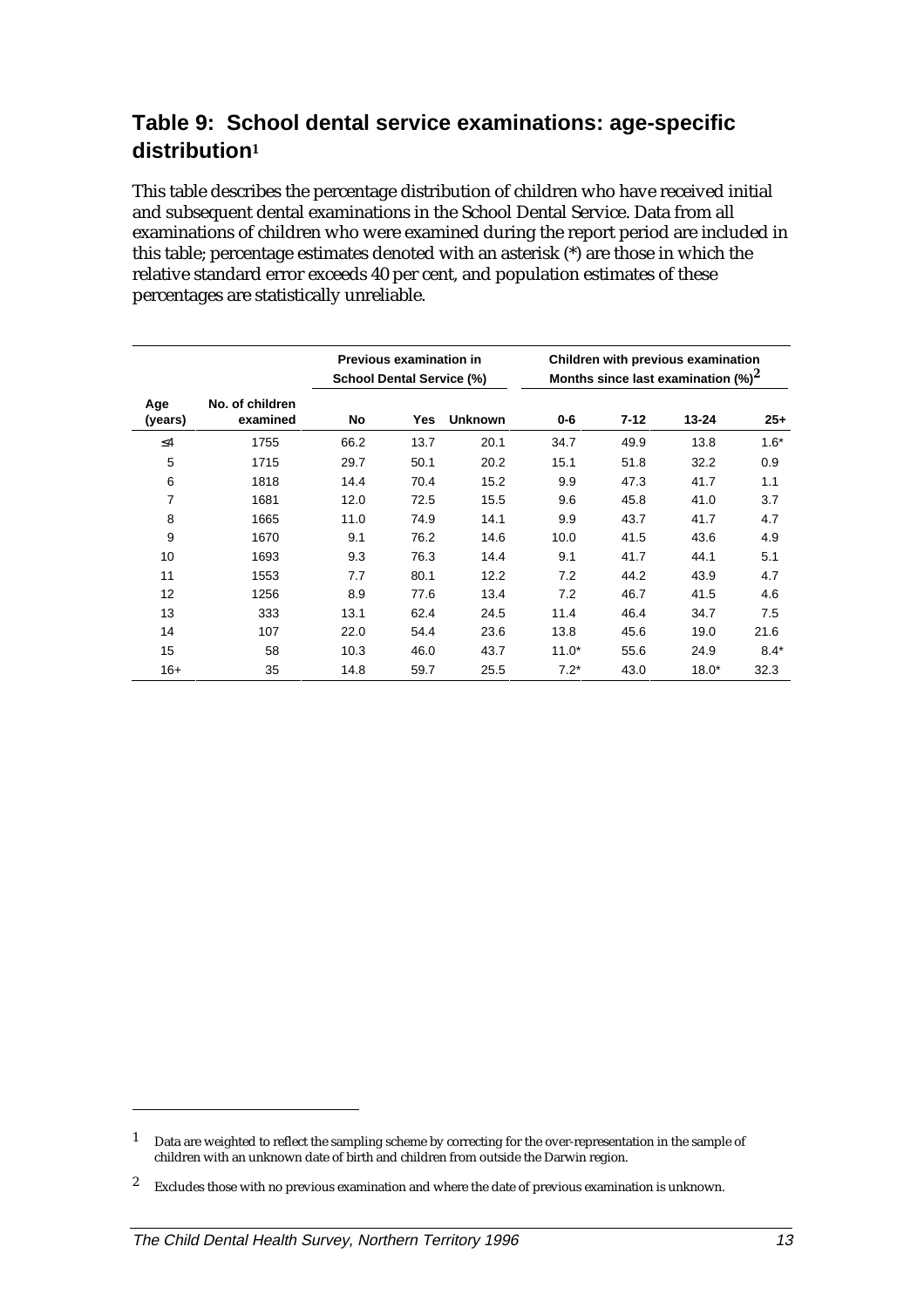## Table 9: School dental service examinations: age-specific distribution[1]

This table describes the percentage distribution of children who have received initial and subsequent dental examinations in the School Dental Service. Data from all examinations of children who were examined during the report period are included in this table; percentage estimates denoted with an asterisk (*) are those in which the relative standard error exceeds 40 per cent, and population estimates of these percentages are statistically unreliable.

| | | Previous examination in School Dental Service (%) | | | Children with previous examination Months since last examination (%)[2] | | | |
|---|---|---|---|---|---|---|---|---|
| Age (years) | No. of children examined | No | Yes | Unknown | 0-6 | 7-12 | 13-24 | 25+ |
| ≤4 | 1755 | 66.2 | 13.7 | 20.1 | 34.7 | 49.9 | 13.8 | 1.6* |
| 5 | 1715 | 29.7 | 50.1 | 20.2 | 15.1 | 51.8 | 32.2 | 0.9 |
| 6 | 1818 | 14.4 | 70.4 | 15.2 | 9.9 | 47.3 | 41.7 | 1.1 |
| 7 | 1681 | 12.0 | 72.5 | 15.5 | 9.6 | 45.8 | 41.0 | 3.7 |
| 8 | 1665 | 11.0 | 74.9 | 14.1 | 9.9 | 43.7 | 41.7 | 4.7 |
| 9 | 1670 | 9.1 | 76.2 | 14.6 | 10.0 | 41.5 | 43.6 | 4.9 |
| 10 | 1693 | 9.3 | 76.3 | 14.4 | 9.1 | 41.7 | 44.1 | 5.1 |
| 11 | 1553 | 7.7 | 80.1 | 12.2 | 7.2 | 44.2 | 43.9 | 4.7 |
| 12 | 1256 | 8.9 | 77.6 | 13.4 | 7.2 | 46.7 | 41.5 | 4.6 |
| 13 | 333 | 13.1 | 62.4 | 24.5 | 11.4 | 46.4 | 34.7 | 7.5 |
| 14 | 107 | 22.0 | 54.4 | 23.6 | 13.8 | 45.6 | 19.0 | 21.6 |
| 15 | 58 | 10.3 | 46.0 | 43.7 | 11.0* | 55.6 | 24.9 | 8.4* |
| 16+ | 35 | 14.8 | 59.7 | 25.5 | 7.2* | 43.0 | 18.0* | 32.3 |

[1] Data are weighted to reflect the sampling scheme by correcting for the over-representation in the sample of children with an unknown date of birth and children from outside the Darwin region.

[2] Excludes those with no previous examination and where the date of previous examination is unknown.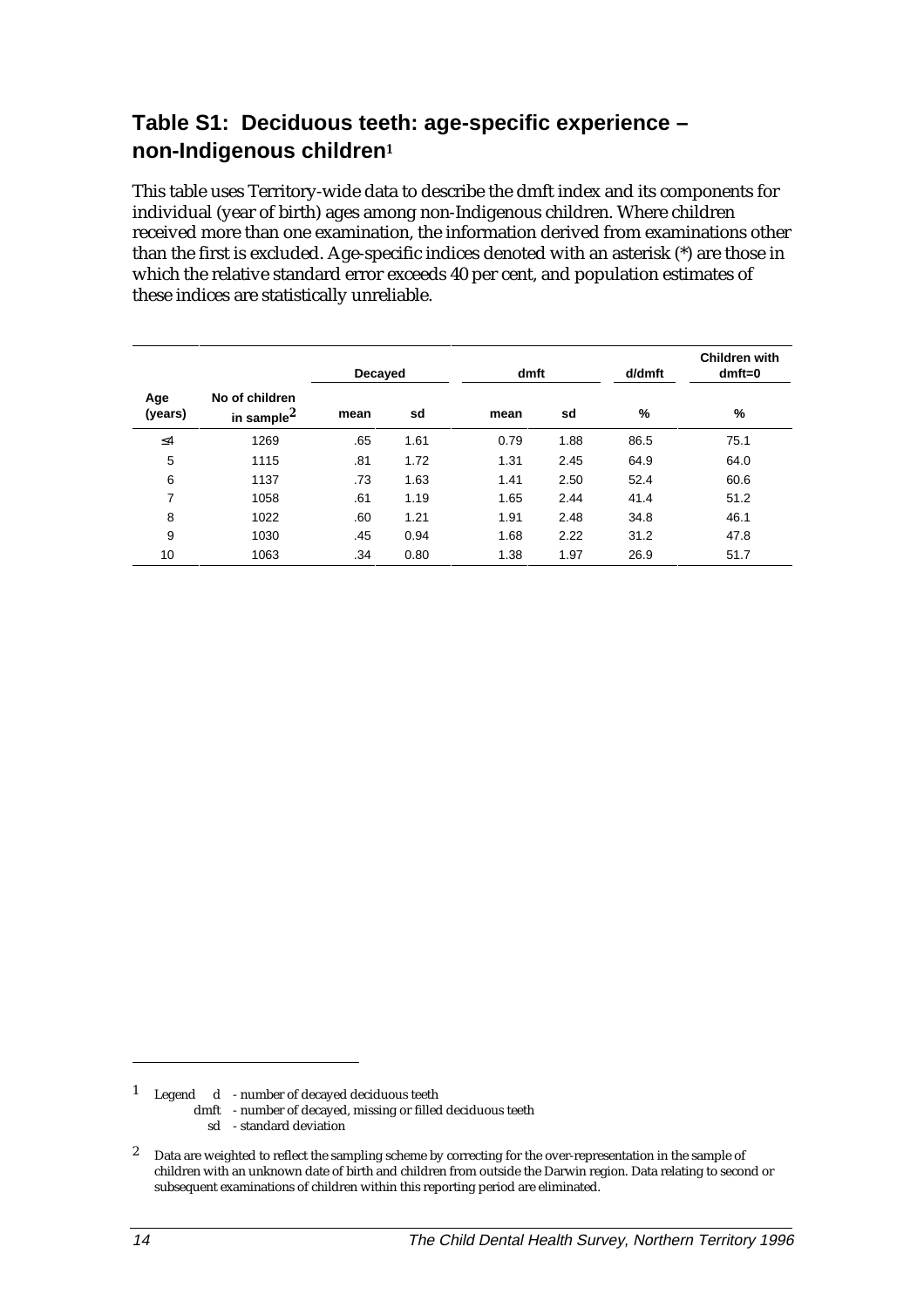## Table S1: Deciduous teeth: age-specific experience – non-Indigenous children[1]

This table uses Territory-wide data to describe the dmft index and its components for individual (year of birth) ages among non-Indigenous children. Where children received more than one examination, the information derived from examinations other than the first is excluded. Age-specific indices denoted with an asterisk (*) are those in which the relative standard error exceeds 40 per cent, and population estimates of these indices are statistically unreliable.

| Age (years) | No of children in sample[2] | Decayed | | dmft | | d/dmft | Children with dmft=0 |
|---|---|---|---|---|---|---|---|
| | | mean | sd | mean | sd | % | % |
| ≤4 | 1269 | .65 | 1.61 | 0.79 | 1.88 | 86.5 | 75.1 |
| 5 | 1115 | .81 | 1.72 | 1.31 | 2.45 | 64.9 | 64.0 |
| 6 | 1137 | .73 | 1.63 | 1.41 | 2.50 | 52.4 | 60.6 |
| 7 | 1058 | .61 | 1.19 | 1.65 | 2.44 | 41.4 | 51.2 |
| 8 | 1022 | .60 | 1.21 | 1.91 | 2.48 | 34.8 | 46.1 |
| 9 | 1030 | .45 | 0.94 | 1.68 | 2.22 | 31.2 | 47.8 |
| 10 | 1063 | .34 | 0.80 | 1.38 | 1.97 | 26.9 | 51.7 |

[1] Legend d - number of decayed deciduous teeth
dmft - number of decayed, missing or filled deciduous teeth
sd - standard deviation

[2] Data are weighted to reflect the sampling scheme by correcting for the over-representation in the sample of children with an unknown date of birth and children from outside the Darwin region. Data relating to second or subsequent examinations of children within this reporting period are eliminated.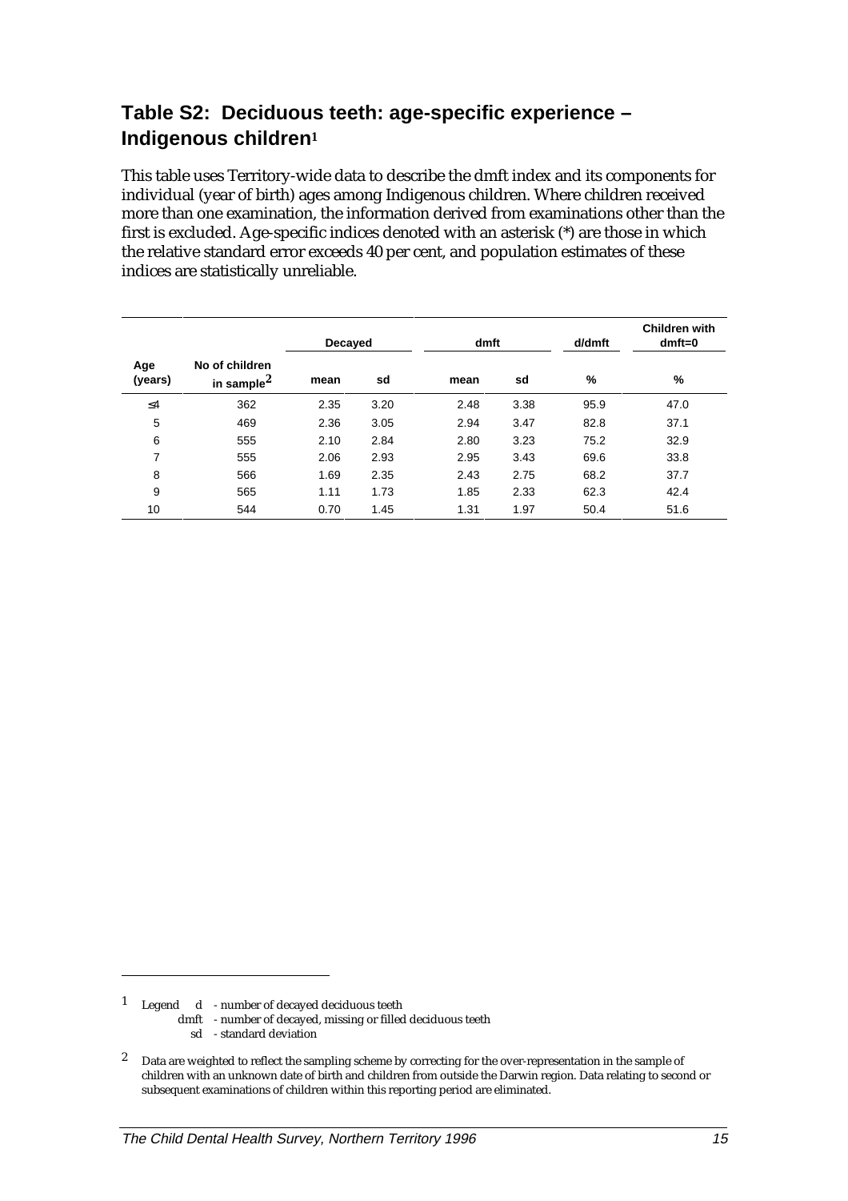## Table S2: Deciduous teeth: age-specific experience – Indigenous children[1]

This table uses Territory-wide data to describe the dmft index and its components for individual (year of birth) ages among Indigenous children. Where children received more than one examination, the information derived from examinations other than the first is excluded. Age-specific indices denoted with an asterisk (*) are those in which the relative standard error exceeds 40 per cent, and population estimates of these indices are statistically unreliable.

| Age (years) | No of children in sample[2] | Decayed | | dmft | | d/dmft | Children with dmft=0 |
|---|---|---|---|---|---|---|---|
| | | mean | sd | mean | sd | % | % |
| ≤4 | 362 | 2.35 | 3.20 | 2.48 | 3.38 | 95.9 | 47.0 |
| 5 | 469 | 2.36 | 3.05 | 2.94 | 3.47 | 82.8 | 37.1 |
| 6 | 555 | 2.10 | 2.84 | 2.80 | 3.23 | 75.2 | 32.9 |
| 7 | 555 | 2.06 | 2.93 | 2.95 | 3.43 | 69.6 | 33.8 |
| 8 | 566 | 1.69 | 2.35 | 2.43 | 2.75 | 68.2 | 37.7 |
| 9 | 565 | 1.11 | 1.73 | 1.85 | 2.33 | 62.3 | 42.4 |
| 10 | 544 | 0.70 | 1.45 | 1.31 | 1.97 | 50.4 | 51.6 |

1 Legend d - number of decayed deciduous teeth
dmft - number of decayed, missing or filled deciduous teeth
sd - standard deviation

2 Data are weighted to reflect the sampling scheme by correcting for the over-representation in the sample of children with an unknown date of birth and children from outside the Darwin region. Data relating to second or subsequent examinations of children within this reporting period are eliminated.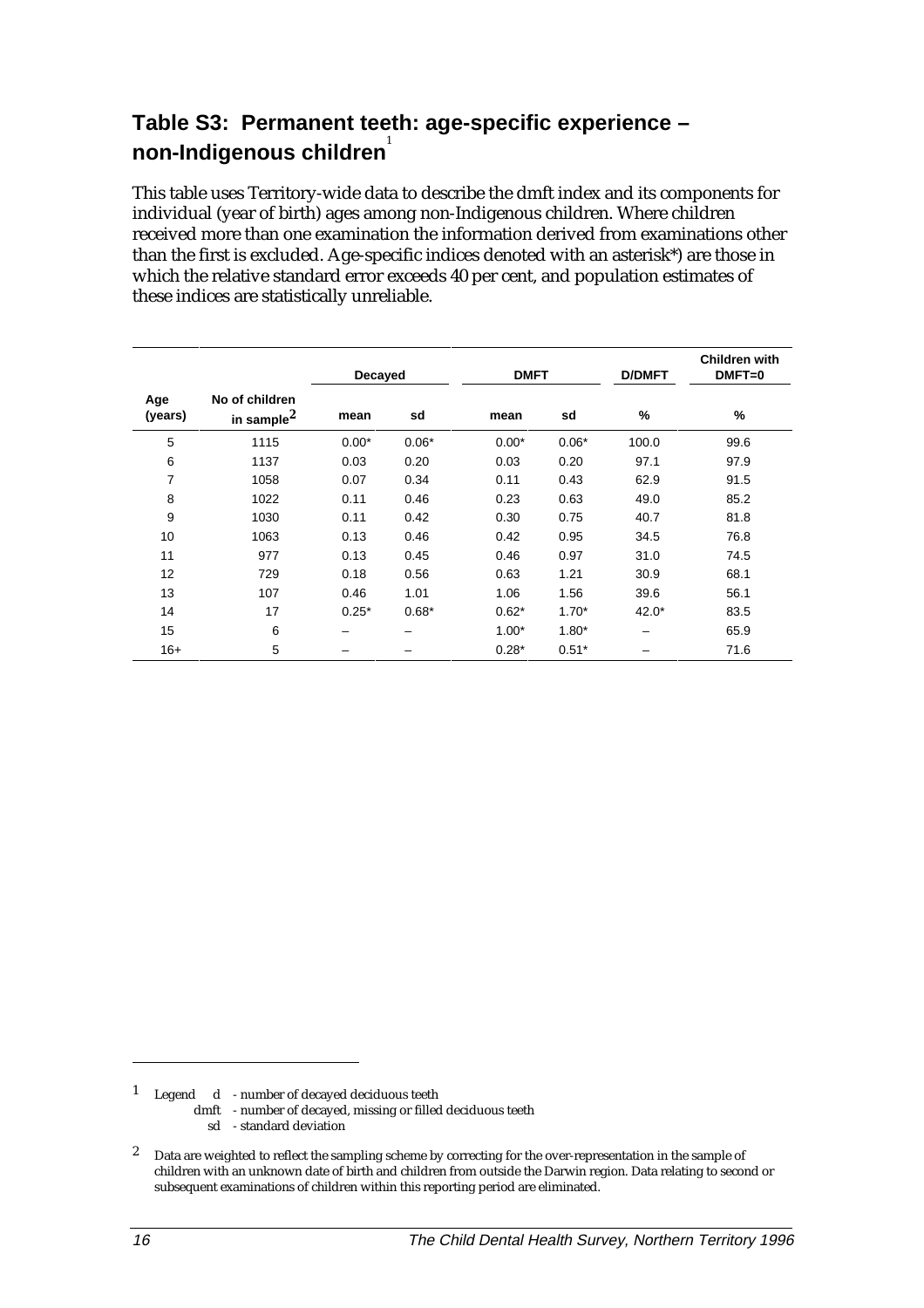## Table S3: Permanent teeth: age-specific experience – non-Indigenous children[1]

This table uses Territory-wide data to describe the dmft index and its components for individual (year of birth) ages among non-Indigenous children. Where children received more than one examination the information derived from examinations other than the first is excluded. Age-specific indices denoted with an asterisk*) are those in which the relative standard error exceeds 40 per cent, and population estimates of these indices are statistically unreliable.

| Age (years) | No of children in sample[2] | Decayed | | DMFT | | D/DMFT | Children with DMFT=0 |
|---|---|---|---|---|---|---|---|
| | | mean | sd | mean | sd | % | % |
| 5 | 1115 | 0.00* | 0.06* | 0.00* | 0.06* | 100.0 | 99.6 |
| 6 | 1137 | 0.03 | 0.20 | 0.03 | 0.20 | 97.1 | 97.9 |
| 7 | 1058 | 0.07 | 0.34 | 0.11 | 0.43 | 62.9 | 91.5 |
| 8 | 1022 | 0.11 | 0.46 | 0.23 | 0.63 | 49.0 | 85.2 |
| 9 | 1030 | 0.11 | 0.42 | 0.30 | 0.75 | 40.7 | 81.8 |
| 10 | 1063 | 0.13 | 0.46 | 0.42 | 0.95 | 34.5 | 76.8 |
| 11 | 977 | 0.13 | 0.45 | 0.46 | 0.97 | 31.0 | 74.5 |
| 12 | 729 | 0.18 | 0.56 | 0.63 | 1.21 | 30.9 | 68.1 |
| 13 | 107 | 0.46 | 1.01 | 1.06 | 1.56 | 39.6 | 56.1 |
| 14 | 17 | 0.25* | 0.68* | 0.62* | 1.70* | 42.0* | 83.5 |
| 15 | 6 | – | – | 1.00* | 1.80* | – | 65.9 |
| 16+ | 5 | – | – | 0.28* | 0.51* | – | 71.6 |

[1] Legend d - number of decayed deciduous teeth
dmft - number of decayed, missing or filled deciduous teeth
sd - standard deviation

[2] Data are weighted to reflect the sampling scheme by correcting for the over-representation in the sample of children with an unknown date of birth and children from outside the Darwin region. Data relating to second or subsequent examinations of children within this reporting period are eliminated.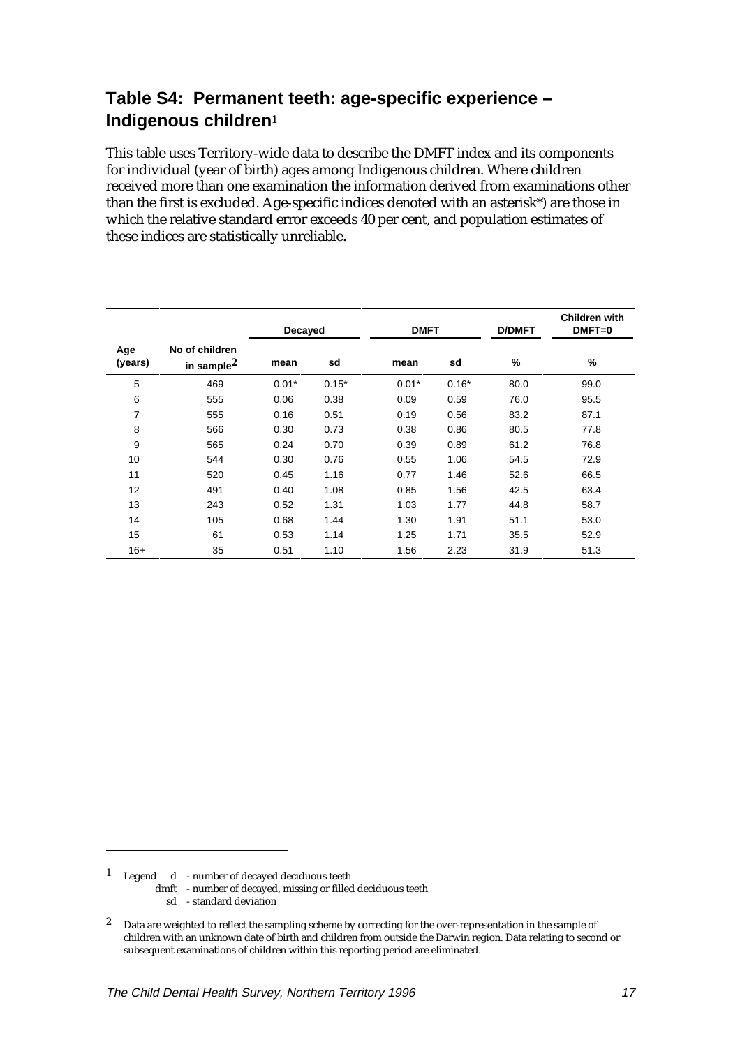## Table S4: Permanent teeth: age-specific experience – Indigenous children[1]

This table uses Territory-wide data to describe the DMFT index and its components for individual (year of birth) ages among Indigenous children. Where children received more than one examination the information derived from examinations other than the first is excluded. Age-specific indices denoted with an asterisk*) are those in which the relative standard error exceeds 40 per cent, and population estimates of these indices are statistically unreliable.

| | | Decayed | | DMFT | | D/DMFT | Children with DMFT=0 |
|---|---|---|---|---|---|---|---|
| Age (years) | No of children in sample[2] | mean | sd | mean | sd | % | % |
| 5 | 469 | 0.01* | 0.15* | 0.01* | 0.16* | 80.0 | 99.0 |
| 6 | 555 | 0.06 | 0.38 | 0.09 | 0.59 | 76.0 | 95.5 |
| 7 | 555 | 0.16 | 0.51 | 0.19 | 0.56 | 83.2 | 87.1 |
| 8 | 566 | 0.30 | 0.73 | 0.38 | 0.86 | 80.5 | 77.8 |
| 9 | 565 | 0.24 | 0.70 | 0.39 | 0.89 | 61.2 | 76.8 |
| 10 | 544 | 0.30 | 0.76 | 0.55 | 1.06 | 54.5 | 72.9 |
| 11 | 520 | 0.45 | 1.16 | 0.77 | 1.46 | 52.6 | 66.5 |
| 12 | 491 | 0.40 | 1.08 | 0.85 | 1.56 | 42.5 | 63.4 |
| 13 | 243 | 0.52 | 1.31 | 1.03 | 1.77 | 44.8 | 58.7 |
| 14 | 105 | 0.68 | 1.44 | 1.30 | 1.91 | 51.1 | 53.0 |
| 15 | 61 | 0.53 | 1.14 | 1.25 | 1.71 | 35.5 | 52.9 |
| 16+ | 35 | 0.51 | 1.10 | 1.56 | 2.23 | 31.9 | 51.3 |

[1] Legend
d - number of decayed deciduous teeth
dmft - number of decayed, missing or filled deciduous teeth
sd - standard deviation

[2] Data are weighted to reflect the sampling scheme by correcting for the over-representation in the sample of children with an unknown date of birth and children from outside the Darwin region. Data relating to second or subsequent examinations of children within this reporting period are eliminated.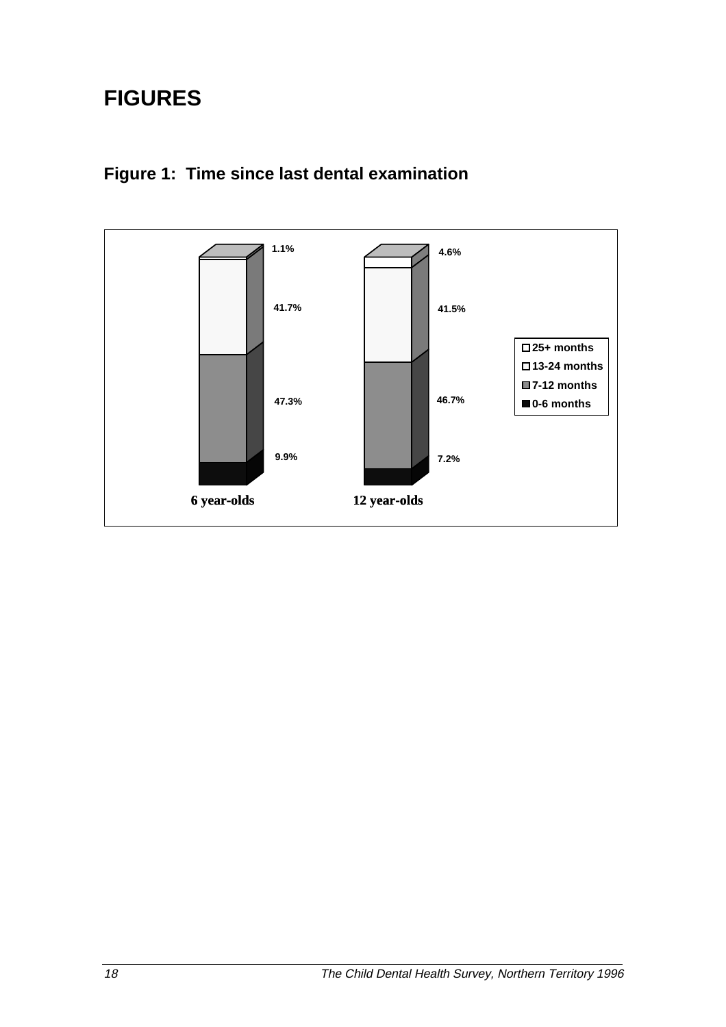# FIGURES

## Figure 1: Time since last dental examination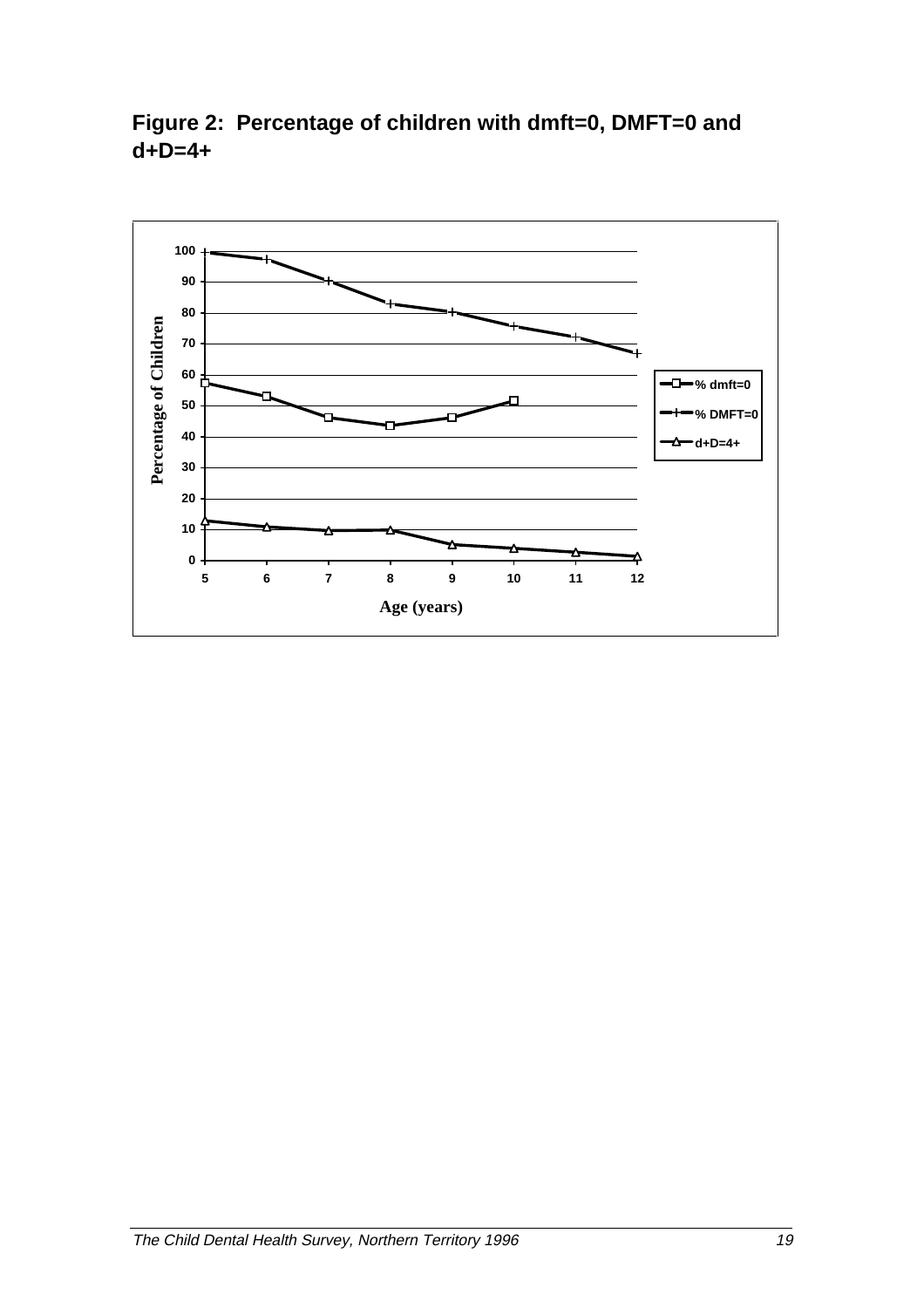**Figure 2: Percentage of children with dmft=0, DMFT=0 and d+D=4+**

Percentage of Children

100
90
80
70
60
50
40
30
20
10
0

5
6
7
8
9
10
11
12

Age (years)

% dmft=0
% DMFT=0
d+D=4+